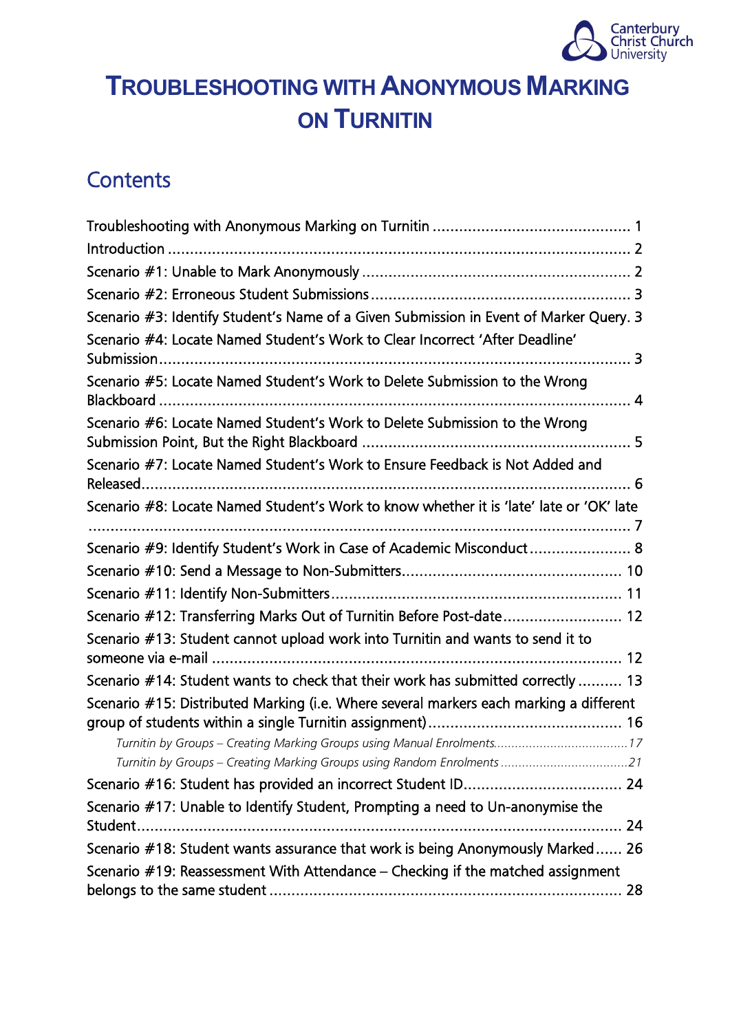Canterbury Christ Church University

# Troubleshooting with Anonymous Marking on Turnitin

## Contents

Troubleshooting with Anonymous Marking on Turnitin ........................................... 1
Introduction ........................................................................................................... 2
Scenario #1: Unable to Mark Anonymously ............................................................ 2
Scenario #2: Erroneous Student Submissions .......................................................... 3
Scenario #3: Identify Student's Name of a Given Submission in Event of Marker Query. 3
Scenario #4: Locate Named Student's Work to Clear Incorrect 'After Deadline' Submission ........................................................................................................... 3
Scenario #5: Locate Named Student's Work to Delete Submission to the Wrong Blackboard ........................................................................................................... 4
Scenario #6: Locate Named Student's Work to Delete Submission to the Wrong Submission Point, But the Right Blackboard ............................................................ 5
Scenario #7: Locate Named Student's Work to Ensure Feedback is Not Added and Released ............................................................................................................... 6
Scenario #8: Locate Named Student's Work to know whether it is 'late' late or 'OK' late ............................................................................................................................ 7
Scenario #9: Identify Student's Work in Case of Academic Misconduct ....................... 8
Scenario #10: Send a Message to Non-Submitters ................................................... 10
Scenario #11: Identify Non-Submitters .................................................................... 11
Scenario #12: Transferring Marks Out of Turnitin Before Post-date ........................... 12
Scenario #13: Student cannot upload work into Turnitin and wants to send it to someone via e-mail ............................................................................................... 12
Scenario #14: Student wants to check that their work has submitted correctly .......... 13
Scenario #15: Distributed Marking (i.e. Where several markers each marking a different group of students within a single Turnitin assignment) ............................................ 16

*Turnitin by Groups – Creating Marking Groups using Manual Enrolments ..................................... 17*
*Turnitin by Groups – Creating Marking Groups using Random Enrolments ................................... 21*

Scenario #16: Student has provided an incorrect Student ID .................................... 24
Scenario #17: Unable to Identify Student, Prompting a need to Un-anonymise the Student ................................................................................................................ 24
Scenario #18: Student wants assurance that work is being Anonymously Marked ...... 26
Scenario #19: Reassessment With Attendance – Checking if the matched assignment belongs to the same student ................................................................................ 28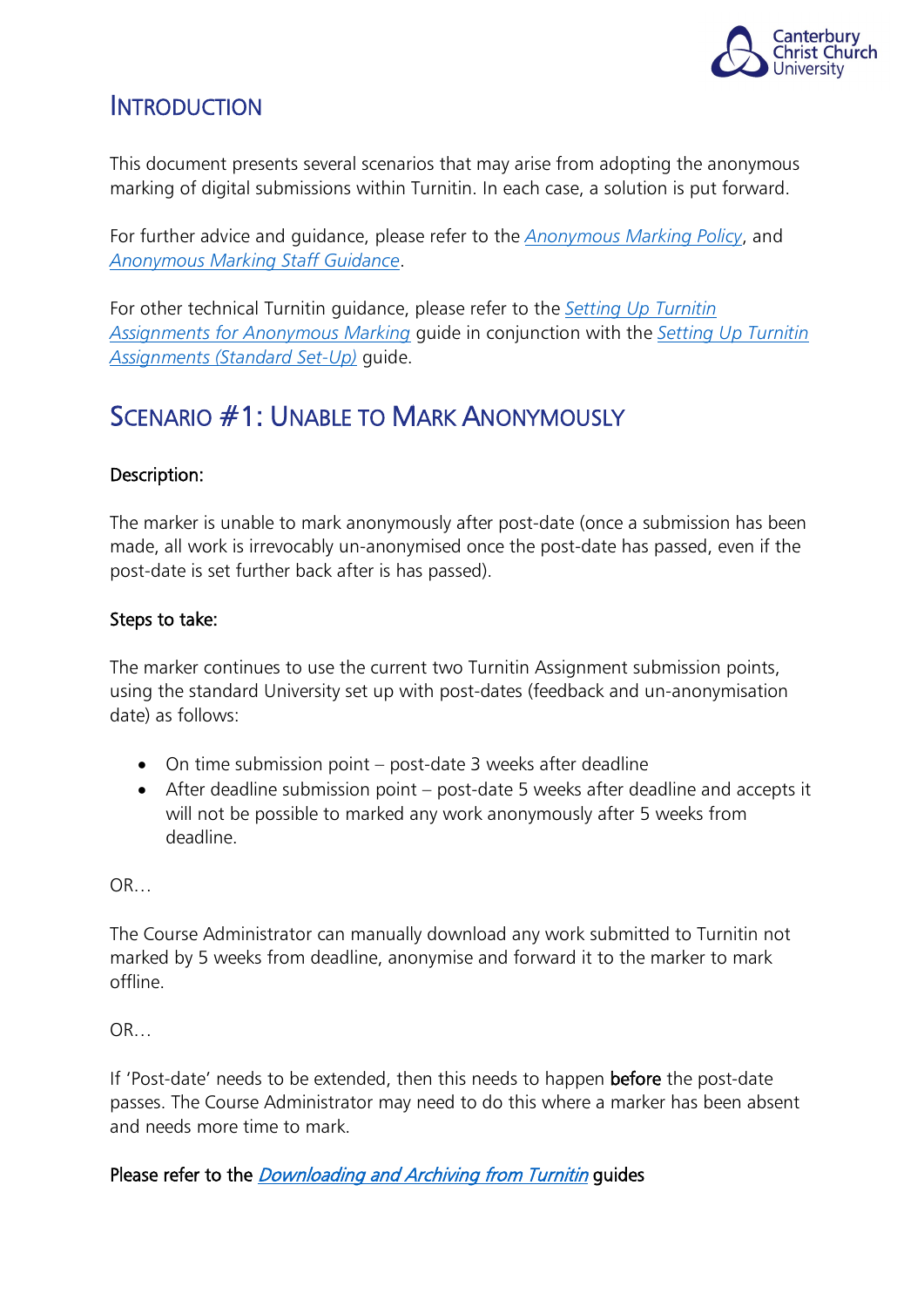## Introduction

This document presents several scenarios that may arise from adopting the anonymous marking of digital submissions within Turnitin. In each case, a solution is put forward.

For further advice and guidance, please refer to the *Anonymous Marking Policy*, and *Anonymous Marking Staff Guidance*.

For other technical Turnitin guidance, please refer to the *Setting Up Turnitin Assignments for Anonymous Marking* guide in conjunction with the *Setting Up Turnitin Assignments (Standard Set-Up)* guide.

## Scenario #1: Unable to Mark Anonymously

### Description:

The marker is unable to mark anonymously after post-date (once a submission has been made, all work is irrevocably un-anonymised once the post-date has passed, even if the post-date is set further back after is has passed).

### Steps to take:

The marker continues to use the current two Turnitin Assignment submission points, using the standard University set up with post-dates (feedback and un-anonymisation date) as follows:

- On time submission point – post-date 3 weeks after deadline
- After deadline submission point – post-date 5 weeks after deadline and accepts it will not be possible to marked any work anonymously after 5 weeks from deadline.

OR…

The Course Administrator can manually download any work submitted to Turnitin not marked by 5 weeks from deadline, anonymise and forward it to the marker to mark offline.

OR…

If 'Post-date' needs to be extended, then this needs to happen **before** the post-date passes. The Course Administrator may need to do this where a marker has been absent and needs more time to mark.

Please refer to the *Downloading and Archiving from Turnitin* guides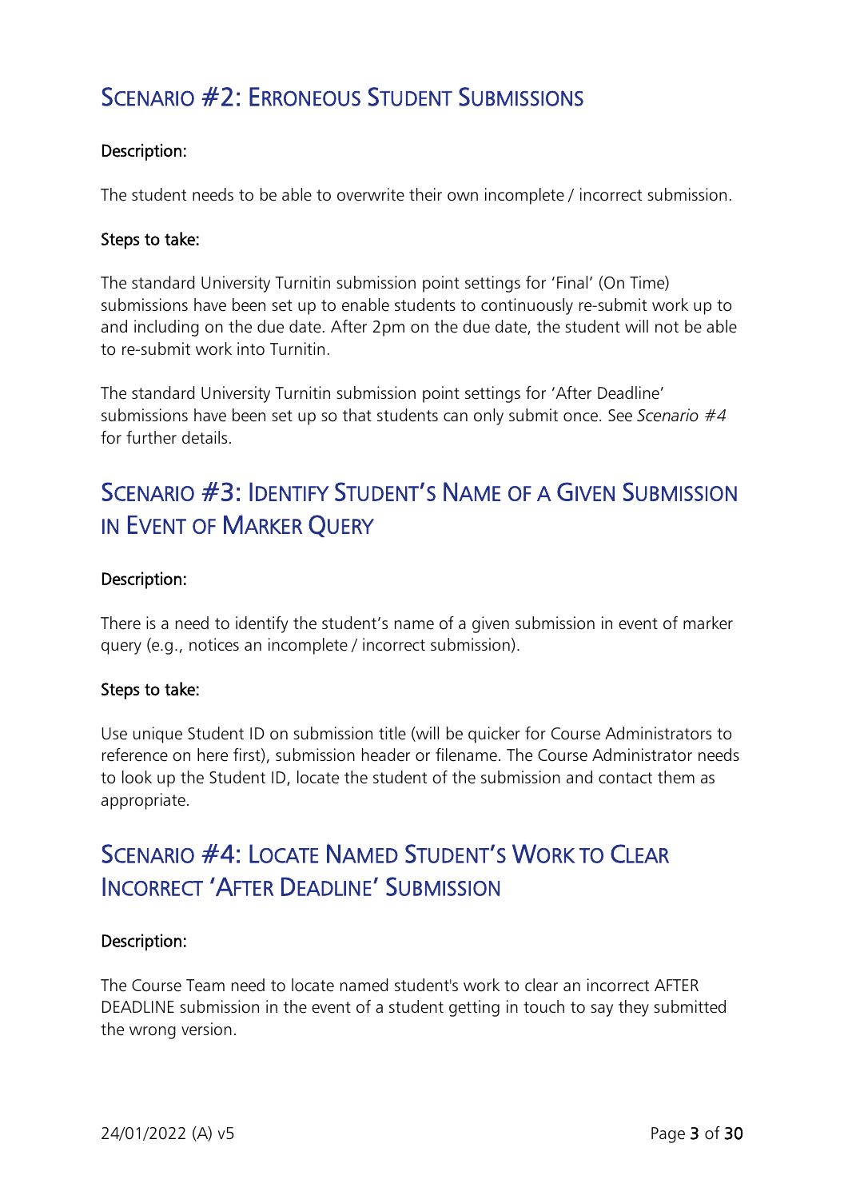## Scenario #2: Erroneous Student Submissions

**Description:**

The student needs to be able to overwrite their own incomplete / incorrect submission.

**Steps to take:**

The standard University Turnitin submission point settings for 'Final' (On Time) submissions have been set up to enable students to continuously re-submit work up to and including on the due date. After 2pm on the due date, the student will not be able to re-submit work into Turnitin.

The standard University Turnitin submission point settings for 'After Deadline' submissions have been set up so that students can only submit once. See *Scenario #4* for further details.

## Scenario #3: Identify Student's Name of a Given Submission in Event of Marker Query

**Description:**

There is a need to identify the student's name of a given submission in event of marker query (e.g., notices an incomplete / incorrect submission).

**Steps to take:**

Use unique Student ID on submission title (will be quicker for Course Administrators to reference on here first), submission header or filename. The Course Administrator needs to look up the Student ID, locate the student of the submission and contact them as appropriate.

## Scenario #4: Locate Named Student's Work to Clear Incorrect 'After Deadline' Submission

**Description:**

The Course Team need to locate named student's work to clear an incorrect AFTER DEADLINE submission in the event of a student getting in touch to say they submitted the wrong version.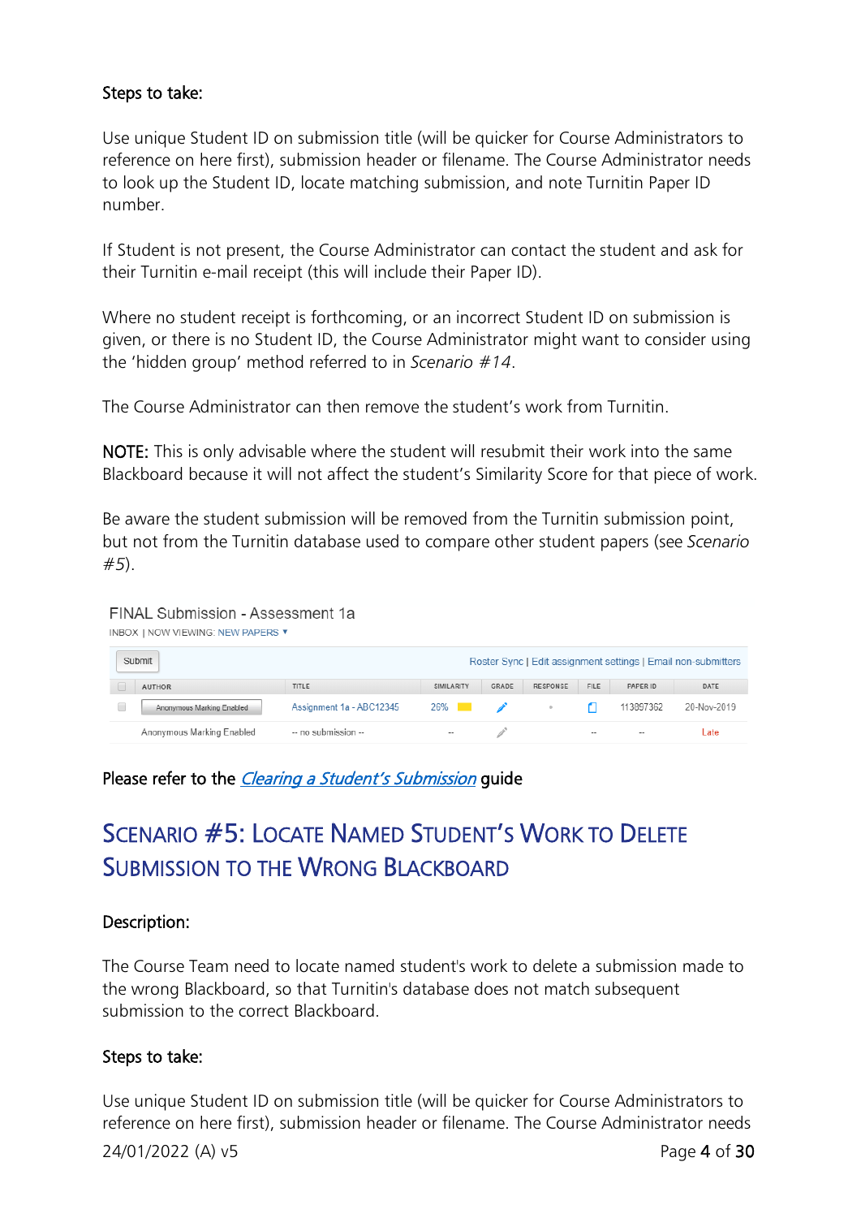Steps to take:

Use unique Student ID on submission title (will be quicker for Course Administrators to reference on here first), submission header or filename. The Course Administrator needs to look up the Student ID, locate matching submission, and note Turnitin Paper ID number.

If Student is not present, the Course Administrator can contact the student and ask for their Turnitin e-mail receipt (this will include their Paper ID).

Where no student receipt is forthcoming, or an incorrect Student ID on submission is given, or there is no Student ID, the Course Administrator might want to consider using the 'hidden group' method referred to in *Scenario #14*.

The Course Administrator can then remove the student's work from Turnitin.

NOTE: This is only advisable where the student will resubmit their work into the same Blackboard because it will not affect the student's Similarity Score for that piece of work.

Be aware the student submission will be removed from the Turnitin submission point, but not from the Turnitin database used to compare other student papers (see *Scenario #5*).

FINAL Submission - Assessment 1a

INBOX | NOW VIEWING: NEW PAPERS ▾

Submit — Roster Sync | Edit assignment settings | Email non-submitters

| | AUTHOR | TITLE | SIMILARITY | GRADE | RESPONSE | FILE | PAPER ID | DATE |
|---|---|---|---|---|---|---|---|---|
| ☐ | Anonymous Marking Enabled | Assignment 1a - ABC12345 | 26% | ✎ | • | ☐ | 113897362 | 20-Nov-2019 |
| | Anonymous Marking Enabled | -- no submission -- | -- | ✎ | | -- | -- | Late |

Please refer to the *[Clearing a Student's Submission](#)* guide

## Scenario #5: Locate Named Student's Work to Delete Submission to the Wrong Blackboard

Description:

The Course Team need to locate named student's work to delete a submission made to the wrong Blackboard, so that Turnitin's database does not match subsequent submission to the correct Blackboard.

Steps to take:

Use unique Student ID on submission title (will be quicker for Course Administrators to reference on here first), submission header or filename. The Course Administrator needs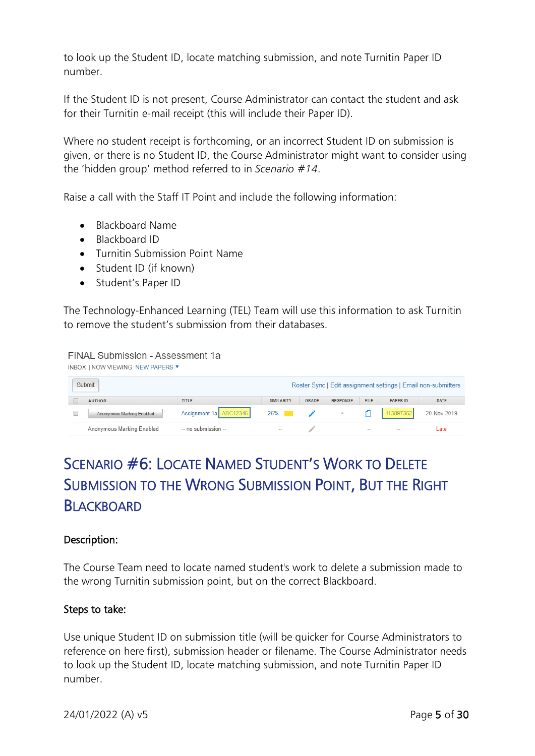to look up the Student ID, locate matching submission, and note Turnitin Paper ID number.

If the Student ID is not present, Course Administrator can contact the student and ask for their Turnitin e-mail receipt (this will include their Paper ID).

Where no student receipt is forthcoming, or an incorrect Student ID on submission is given, or there is no Student ID, the Course Administrator might want to consider using the 'hidden group' method referred to in *Scenario #14*.

Raise a call with the Staff IT Point and include the following information:

- Blackboard Name
- Blackboard ID
- Turnitin Submission Point Name
- Student ID (if known)
- Student's Paper ID

The Technology-Enhanced Learning (TEL) Team will use this information to ask Turnitin to remove the student's submission from their databases.

FINAL Submission - Assessment 1a

INBOX | NOW VIEWING: NEW PAPERS ▾

Submit — Roster Sync | Edit assignment settings | Email non-submitters

| | AUTHOR | TITLE | SIMILARITY | GRADE | RESPONSE | FILE | PAPER ID | DATE |
|---|---|---|---|---|---|---|---|---|
| ☐ | Anonymous Marking Enabled | Assignment 1a ABC12345 | 26% | | • | | 113897362 | 20-Nov-2019 |
| | Anonymous Marking Enabled | -- no submission -- | -- | | | -- | -- | Late |

# Scenario #6: Locate Named Student's Work to Delete Submission to the Wrong Submission Point, but the Right Blackboard

## Description:

The Course Team need to locate named student's work to delete a submission made to the wrong Turnitin submission point, but on the correct Blackboard.

## Steps to take:

Use unique Student ID on submission title (will be quicker for Course Administrators to reference on here first), submission header or filename. The Course Administrator needs to look up the Student ID, locate matching submission, and note Turnitin Paper ID number.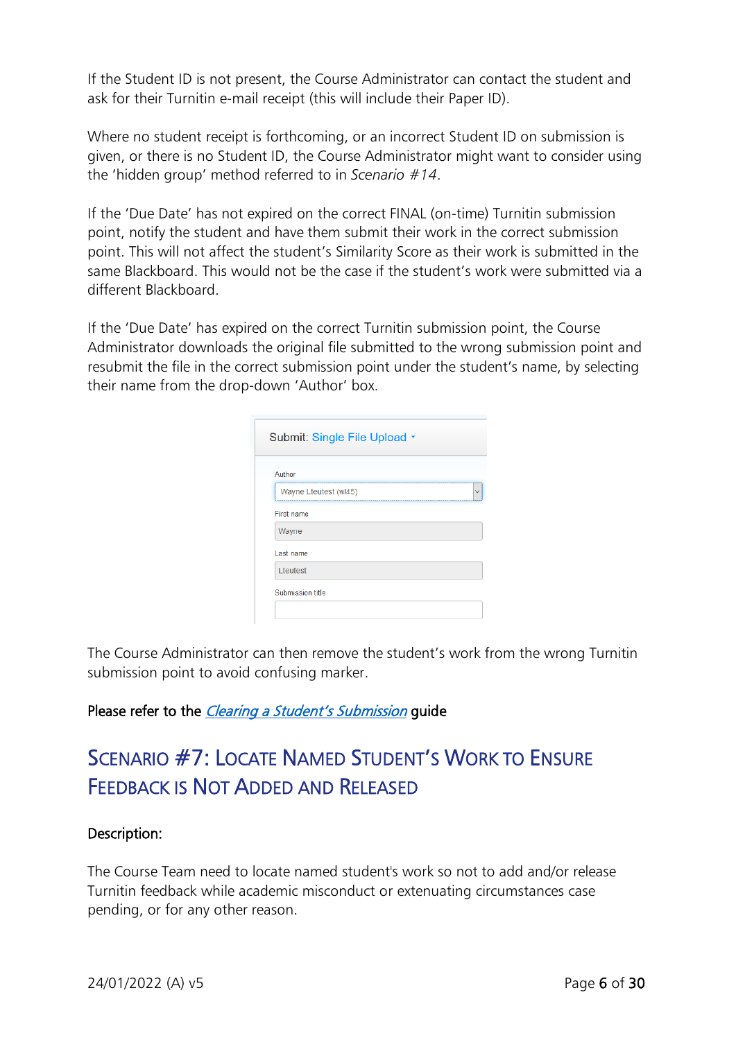If the Student ID is not present, the Course Administrator can contact the student and ask for their Turnitin e-mail receipt (this will include their Paper ID).

Where no student receipt is forthcoming, or an incorrect Student ID on submission is given, or there is no Student ID, the Course Administrator might want to consider using the 'hidden group' method referred to in *Scenario #14*.

If the 'Due Date' has not expired on the correct FINAL (on-time) Turnitin submission point, notify the student and have them submit their work in the correct submission point. This will not affect the student's Similarity Score as their work is submitted in the same Blackboard. This would not be the case if the student's work were submitted via a different Blackboard.

If the 'Due Date' has expired on the correct Turnitin submission point, the Course Administrator downloads the original file submitted to the wrong submission point and resubmit the file in the correct submission point under the student's name, by selecting their name from the drop-down 'Author' box.

Submit: Single File Upload

Author

Wayne Lteutest (wl45)

First name

Wayne

Last name

Lteutest

Submission title

The Course Administrator can then remove the student's work from the wrong Turnitin submission point to avoid confusing marker.

**Please refer to the *Clearing a Student's Submission* guide**

## Scenario #7: Locate Named Student's Work to Ensure Feedback is Not Added and Released

**Description:**

The Course Team need to locate named student's work so not to add and/or release Turnitin feedback while academic misconduct or extenuating circumstances case pending, or for any other reason.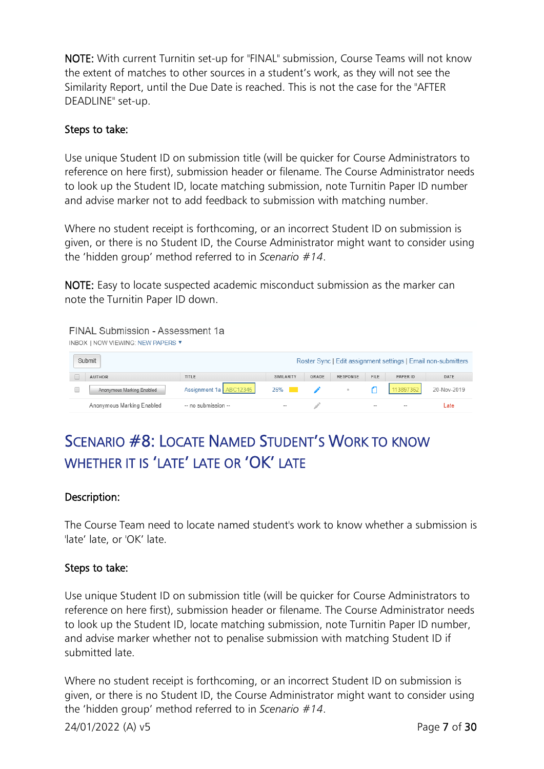**NOTE:** With current Turnitin set-up for "FINAL" submission, Course Teams will not know the extent of matches to other sources in a student's work, as they will not see the Similarity Report, until the Due Date is reached. This is not the case for the "AFTER DEADLINE" set-up.

**Steps to take:**

Use unique Student ID on submission title (will be quicker for Course Administrators to reference on here first), submission header or filename. The Course Administrator needs to look up the Student ID, locate matching submission, note Turnitin Paper ID number and advise marker not to add feedback to submission with matching number.

Where no student receipt is forthcoming, or an incorrect Student ID on submission is given, or there is no Student ID, the Course Administrator might want to consider using the 'hidden group' method referred to in *Scenario #14*.

**NOTE:** Easy to locate suspected academic misconduct submission as the marker can note the Turnitin Paper ID down.

FINAL Submission - Assessment 1a

INBOX | NOW VIEWING: NEW PAPERS ▾

Submit | Roster Sync | Edit assignment settings | Email non-submitters

| | AUTHOR | TITLE | SIMILARITY | GRADE | RESPONSE | FILE | PAPER ID | DATE |
|---|---|---|---|---|---|---|---|---|
| ☐ | Anonymous Marking Enabled | Assignment 1a ABC12345 | 25% | | | | 113897362 | 20-Nov-2019 |
| | Anonymous Marking Enabled | -- no submission -- | -- | | | -- | -- | Late |

## Scenario #8: Locate Named Student's Work to Know Whether It Is 'Late' Late or 'OK' Late

**Description:**

The Course Team need to locate named student's work to know whether a submission is 'late' late, or 'OK' late.

**Steps to take:**

Use unique Student ID on submission title (will be quicker for Course Administrators to reference on here first), submission header or filename. The Course Administrator needs to look up the Student ID, locate matching submission, note Turnitin Paper ID number, and advise marker whether not to penalise submission with matching Student ID if submitted late.

Where no student receipt is forthcoming, or an incorrect Student ID on submission is given, or there is no Student ID, the Course Administrator might want to consider using the 'hidden group' method referred to in *Scenario #14*.

24/01/2022 (A) v5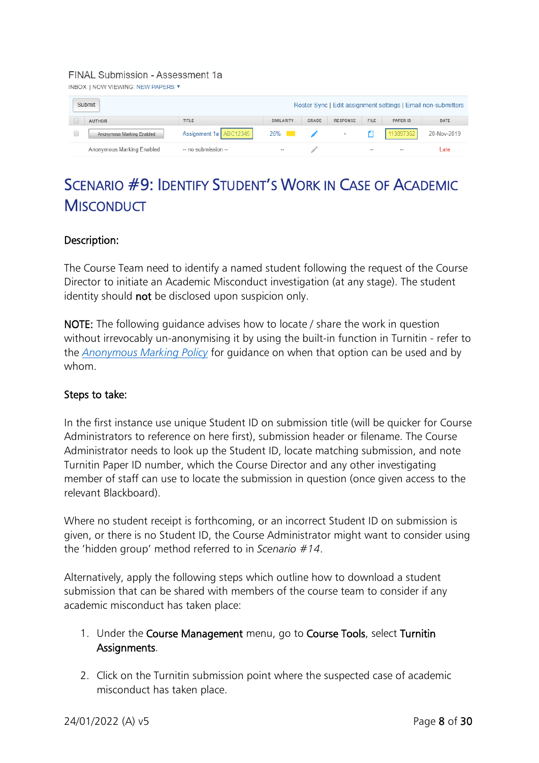FINAL Submission - Assessment 1a

INBOX | NOW VIEWING: NEW PAPERS ▾

| AUTHOR | TITLE | SIMILARITY | GRADE | RESPONSE | FILE | PAPER ID | DATE |
| --- | --- | --- | --- | --- | --- | --- | --- |
| Anonymous Marking Enabled | Assignment 1a ABC12345 | 26% | | | | 113897362 | 20-Nov-2019 |
| Anonymous Marking Enabled | -- no submission -- | -- | | | -- | -- | Late |

## Scenario #9: Identify Student's Work in Case of Academic Misconduct

### Description:

The Course Team need to identify a named student following the request of the Course Director to initiate an Academic Misconduct investigation (at any stage). The student identity should **not** be disclosed upon suspicion only.

**NOTE:** The following guidance advises how to locate / share the work in question without irrevocably un-anonymising it by using the built-in function in Turnitin - refer to the *Anonymous Marking Policy* for guidance on when that option can be used and by whom.

### Steps to take:

In the first instance use unique Student ID on submission title (will be quicker for Course Administrators to reference on here first), submission header or filename. The Course Administrator needs to look up the Student ID, locate matching submission, and note Turnitin Paper ID number, which the Course Director and any other investigating member of staff can use to locate the submission in question (once given access to the relevant Blackboard).

Where no student receipt is forthcoming, or an incorrect Student ID on submission is given, or there is no Student ID, the Course Administrator might want to consider using the 'hidden group' method referred to in *Scenario #14*.

Alternatively, apply the following steps which outline how to download a student submission that can be shared with members of the course team to consider if any academic misconduct has taken place:

1. Under the **Course Management** menu, go to **Course Tools**, select **Turnitin Assignments**.
2. Click on the Turnitin submission point where the suspected case of academic misconduct has taken place.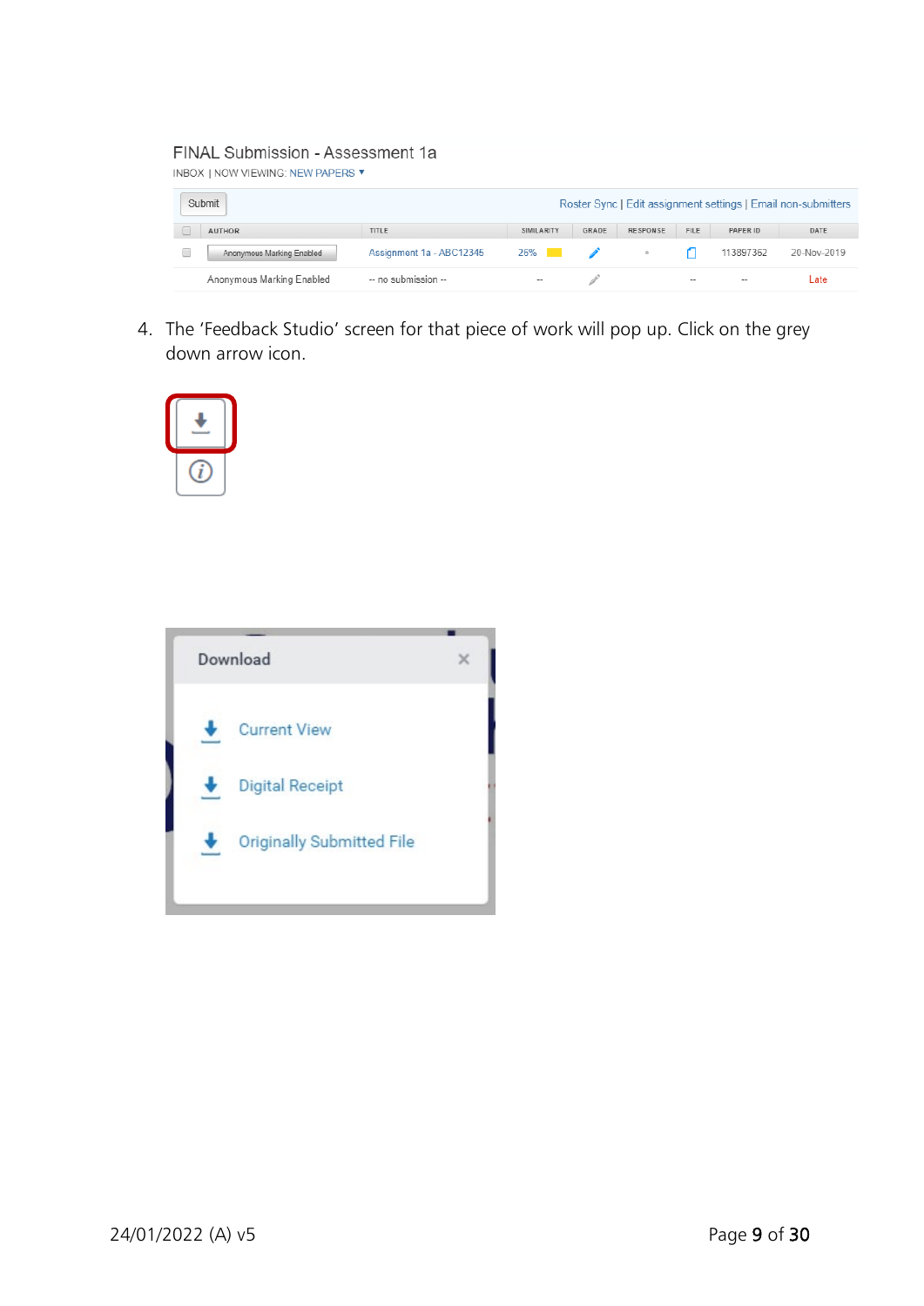FINAL Submission - Assessment 1a

INBOX | NOW VIEWING: NEW PAPERS ▾

| | AUTHOR | TITLE | SIMILARITY | GRADE | RESPONSE | FILE | PAPER ID | DATE |
|---|---|---|---|---|---|---|---|---|
| | Anonymous Marking Enabled | Assignment 1a - ABC12345 | 25% | | | | 113897362 | 20-Nov-2019 |
| | Anonymous Marking Enabled | -- no submission -- | -- | | | -- | -- | Late |

4. The 'Feedback Studio' screen for that piece of work will pop up. Click on the grey down arrow icon.

**Download**

- Current View
- Digital Receipt
- Originally Submitted File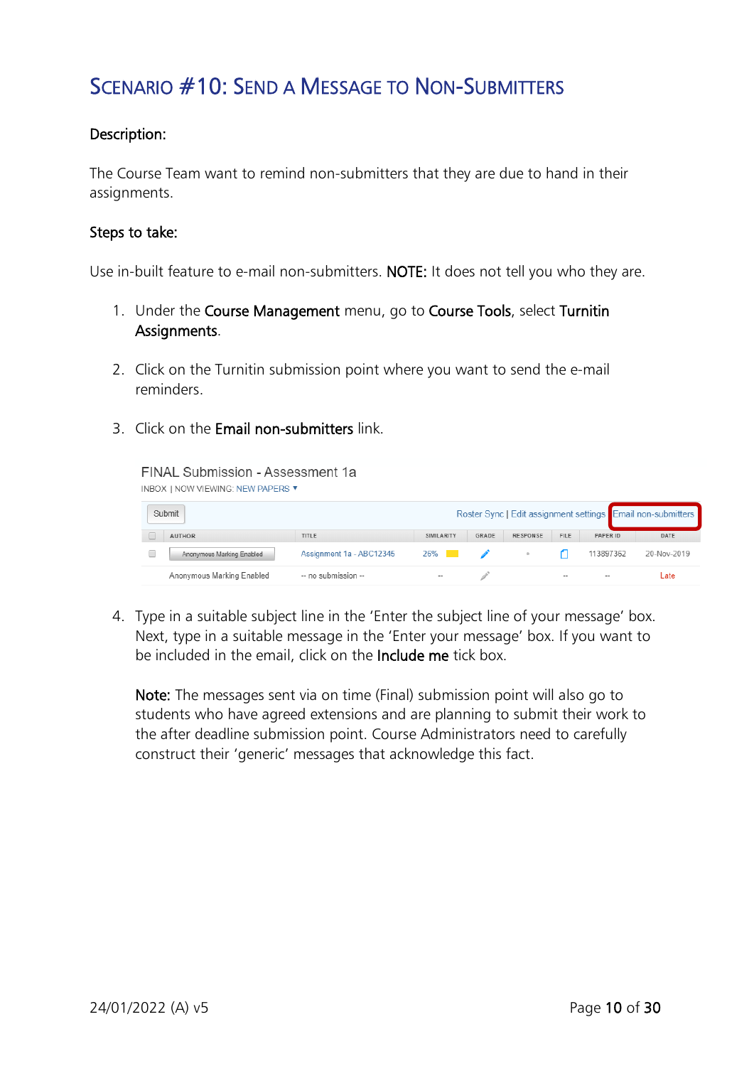# Scenario #10: Send a Message to Non-Submitters

**Description:**

The Course Team want to remind non-submitters that they are due to hand in their assignments.

**Steps to take:**

Use in-built feature to e-mail non-submitters. **NOTE:** It does not tell you who they are.

1. Under the **Course Management** menu, go to **Course Tools**, select **Turnitin Assignments**.

2. Click on the Turnitin submission point where you want to send the e-mail reminders.

3. Click on the **Email non-submitters** link.

4. Type in a suitable subject line in the 'Enter the subject line of your message' box. Next, type in a suitable message in the 'Enter your message' box. If you want to be included in the email, click on the **Include me** tick box.

   **Note:** The messages sent via on time (Final) submission point will also go to students who have agreed extensions and are planning to submit their work to the after deadline submission point. Course Administrators need to carefully construct their 'generic' messages that acknowledge this fact.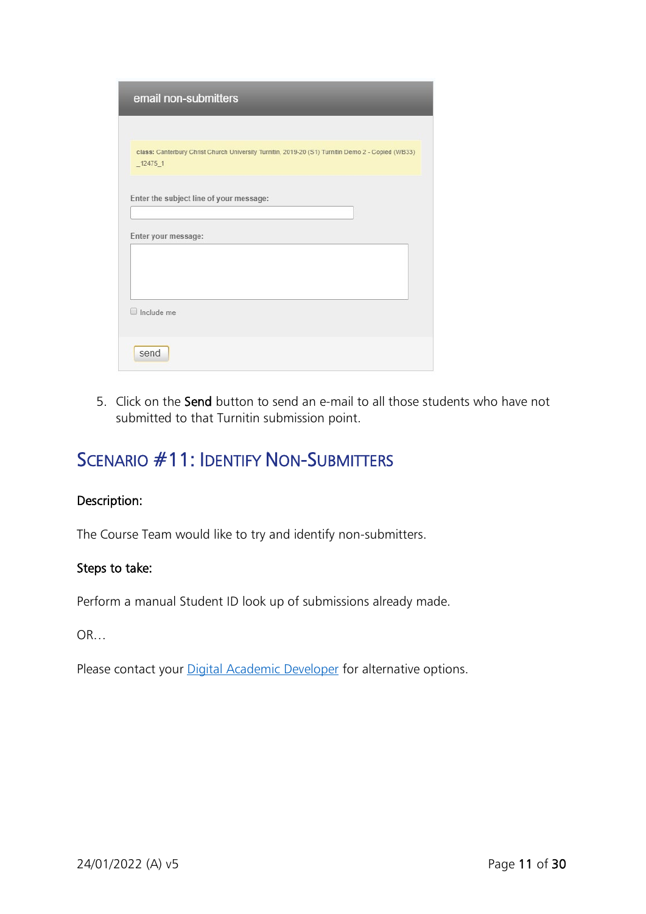email non-submitters

class: Canterbury Christ Church University Turnitin, 2019-20 (S1) Turnitin Demo 2 - Copied (WB33) _12475_1

Enter the subject line of your message:

Enter your message:

Include me

send

5. Click on the **Send** button to send an e-mail to all those students who have not submitted to that Turnitin submission point.

## Scenario #11: Identify Non-Submitters

**Description:**

The Course Team would like to try and identify non-submitters.

**Steps to take:**

Perform a manual Student ID look up of submissions already made.

OR…

Please contact your Digital Academic Developer for alternative options.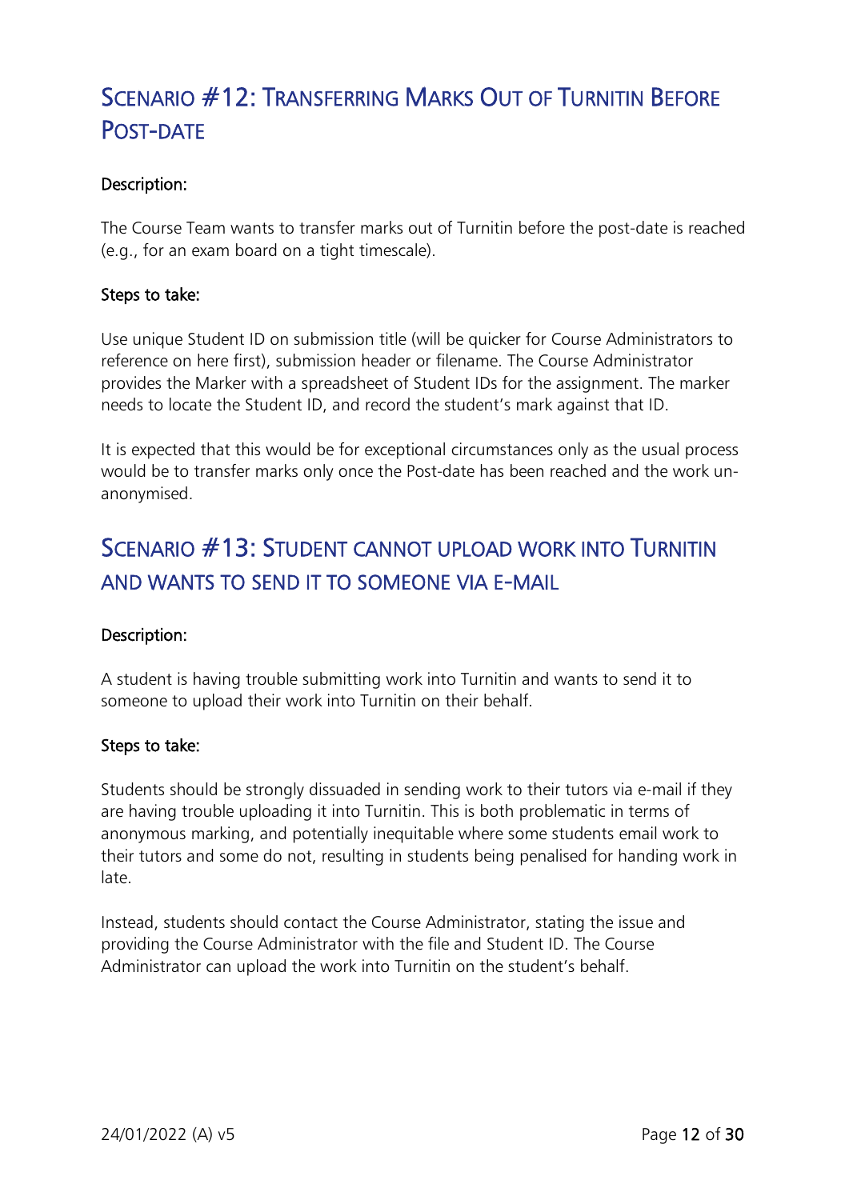## Scenario #12: Transferring Marks Out of Turnitin Before Post-date

### Description:

The Course Team wants to transfer marks out of Turnitin before the post-date is reached (e.g., for an exam board on a tight timescale).

### Steps to take:

Use unique Student ID on submission title (will be quicker for Course Administrators to reference on here first), submission header or filename. The Course Administrator provides the Marker with a spreadsheet of Student IDs for the assignment. The marker needs to locate the Student ID, and record the student's mark against that ID.

It is expected that this would be for exceptional circumstances only as the usual process would be to transfer marks only once the Post-date has been reached and the work un-anonymised.

## Scenario #13: Student cannot upload work into Turnitin and wants to send it to someone via e-mail

### Description:

A student is having trouble submitting work into Turnitin and wants to send it to someone to upload their work into Turnitin on their behalf.

### Steps to take:

Students should be strongly dissuaded in sending work to their tutors via e-mail if they are having trouble uploading it into Turnitin. This is both problematic in terms of anonymous marking, and potentially inequitable where some students email work to their tutors and some do not, resulting in students being penalised for handing work in late.

Instead, students should contact the Course Administrator, stating the issue and providing the Course Administrator with the file and Student ID. The Course Administrator can upload the work into Turnitin on the student's behalf.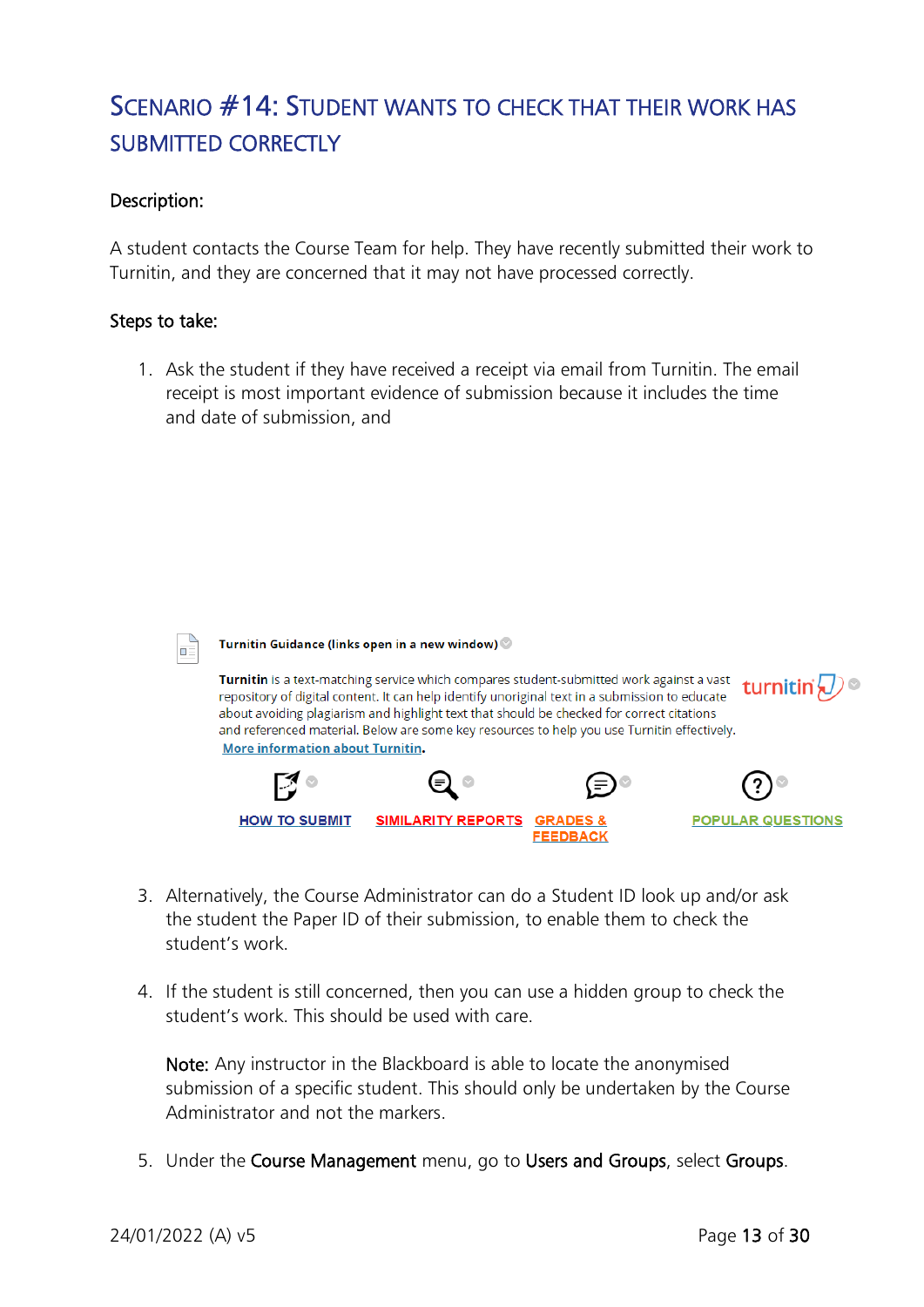## Scenario #14: Student wants to check that their work has submitted correctly

**Description:**

A student contacts the Course Team for help. They have recently submitted their work to Turnitin, and they are concerned that it may not have processed correctly.

**Steps to take:**

1. Ask the student if they have received a receipt via email from Turnitin. The email receipt is most important evidence of submission because it includes the time and date of submission, and

**Turnitin Guidance (links open in a new window)**

**Turnitin** is a text-matching service which compares student-submitted work against a vast repository of digital content. It can help identify unoriginal text in a submission to educate about avoiding plagiarism and highlight text that should be checked for correct citations and referenced material. Below are some key resources to help you use Turnitin effectively. More information about Turnitin.

HOW TO SUBMIT | SIMILARITY REPORTS | GRADES & FEEDBACK | POPULAR QUESTIONS

3. Alternatively, the Course Administrator can do a Student ID look up and/or ask the student the Paper ID of their submission, to enable them to check the student's work.

4. If the student is still concerned, then you can use a hidden group to check the student's work. This should be used with care.

   **Note:** Any instructor in the Blackboard is able to locate the anonymised submission of a specific student. This should only be undertaken by the Course Administrator and not the markers.

5. Under the **Course Management** menu, go to **Users and Groups**, select **Groups**.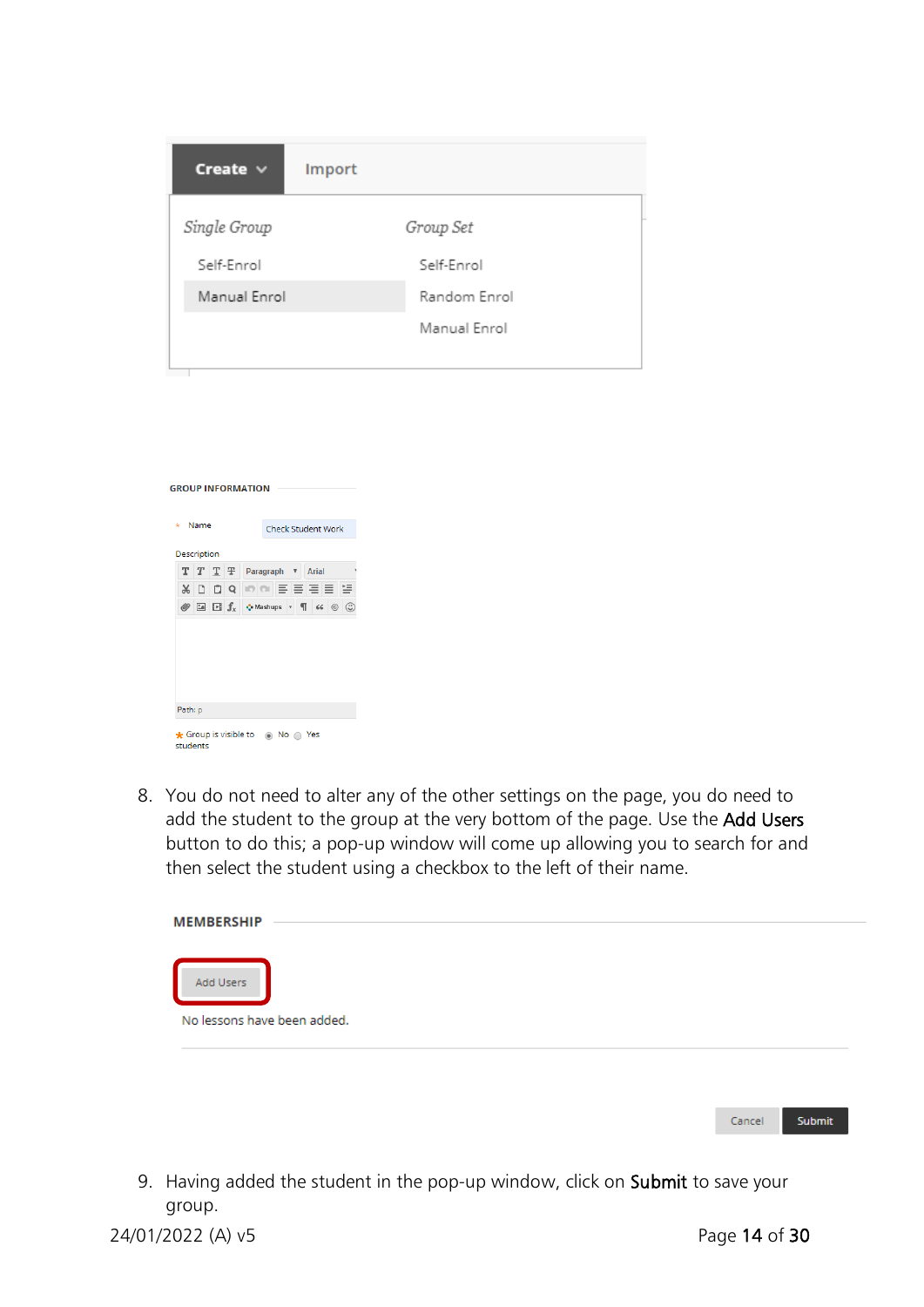8. You do not need to alter any of the other settings on the page, you do need to add the student to the group at the very bottom of the page. Use the **Add Users** button to do this; a pop-up window will come up allowing you to search for and then select the student using a checkbox to the left of their name.

9. Having added the student in the pop-up window, click on **Submit** to save your group.

24/01/2022 (A) v5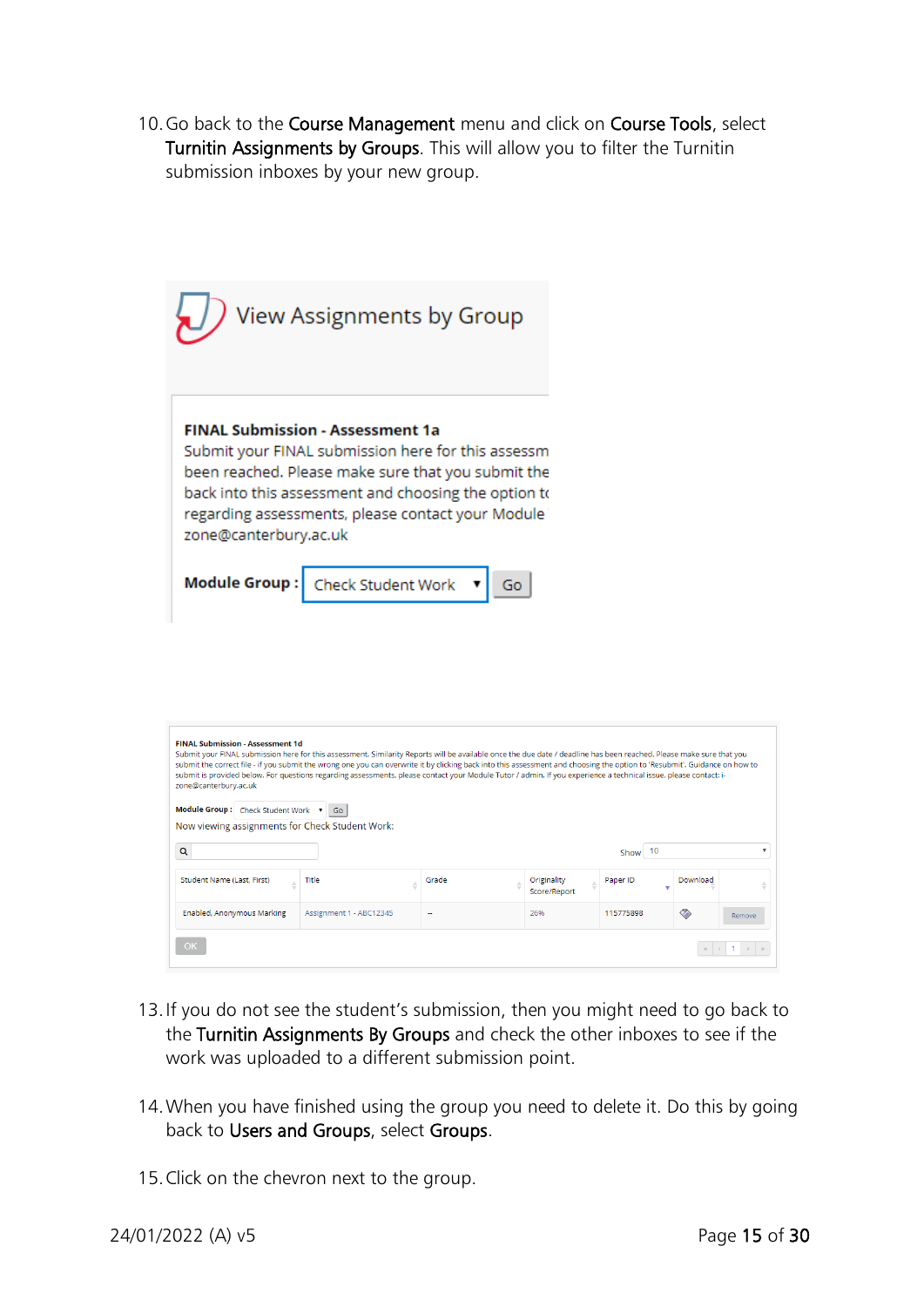10. Go back to the **Course Management** menu and click on **Course Tools**, select **Turnitin Assignments by Groups**. This will allow you to filter the Turnitin submission inboxes by your new group.

13. If you do not see the student's submission, then you might need to go back to the **Turnitin Assignments By Groups** and check the other inboxes to see if the work was uploaded to a different submission point.

14. When you have finished using the group you need to delete it. Do this by going back to **Users and Groups**, select **Groups**.

15. Click on the chevron next to the group.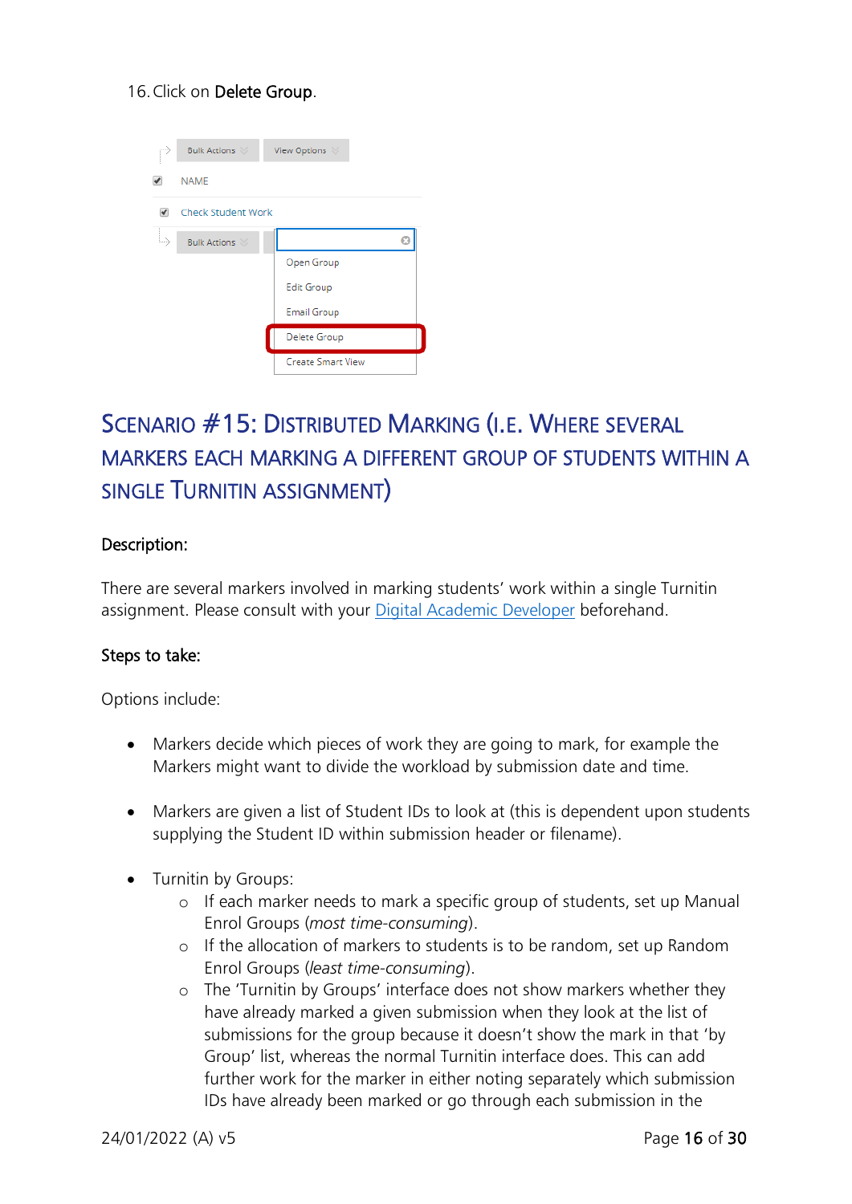16. Click on **Delete Group**.

## Scenario #15: Distributed Marking (i.e. where several markers each marking a different group of students within a single Turnitin assignment)

**Description:**

There are several markers involved in marking students' work within a single Turnitin assignment. Please consult with your Digital Academic Developer beforehand.

**Steps to take:**

Options include:

- Markers decide which pieces of work they are going to mark, for example the Markers might want to divide the workload by submission date and time.
- Markers are given a list of Student IDs to look at (this is dependent upon students supplying the Student ID within submission header or filename).
- Turnitin by Groups:
    - If each marker needs to mark a specific group of students, set up Manual Enrol Groups (*most time-consuming*).
    - If the allocation of markers to students is to be random, set up Random Enrol Groups (*least time-consuming*).
    - The 'Turnitin by Groups' interface does not show markers whether they have already marked a given submission when they look at the list of submissions for the group because it doesn't show the mark in that 'by Group' list, whereas the normal Turnitin interface does. This can add further work for the marker in either noting separately which submission IDs have already been marked or go through each submission in the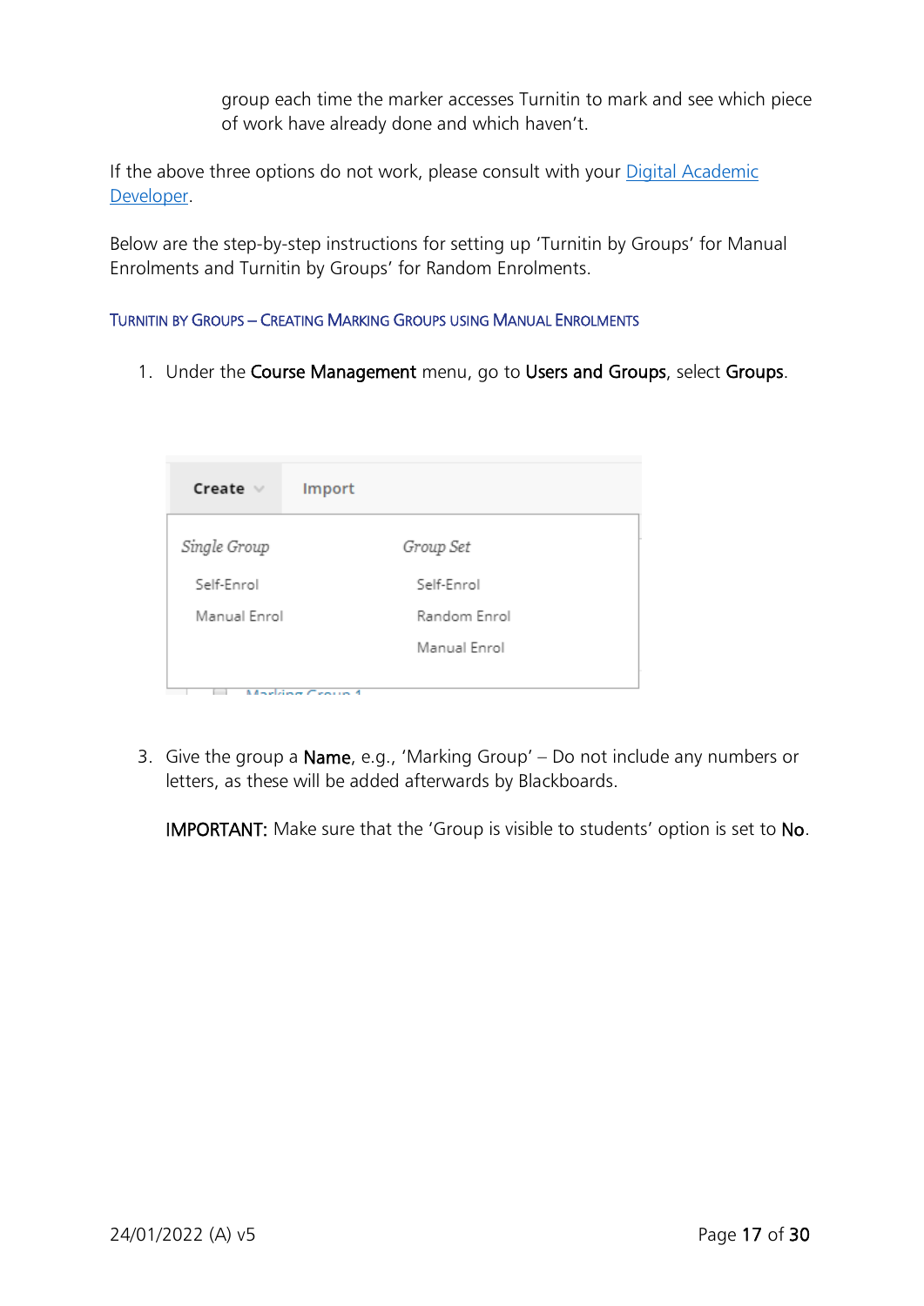group each time the marker accesses Turnitin to mark and see which piece of work have already done and which haven't.

If the above three options do not work, please consult with your [Digital Academic Developer](Digital Academic Developer).

Below are the step-by-step instructions for setting up 'Turnitin by Groups' for Manual Enrolments and Turnitin by Groups' for Random Enrolments.

### Turnitin by Groups – Creating Marking Groups using Manual Enrolments

1. Under the **Course Management** menu, go to **Users and Groups**, select **Groups**.

Create | Import

*Single Group*
- Self-Enrol
- Manual Enrol

*Group Set*
- Self-Enrol
- Random Enrol
- Manual Enrol

3. Give the group a **Name**, e.g., 'Marking Group' – Do not include any numbers or letters, as these will be added afterwards by Blackboards.

   **IMPORTANT:** Make sure that the 'Group is visible to students' option is set to **No**.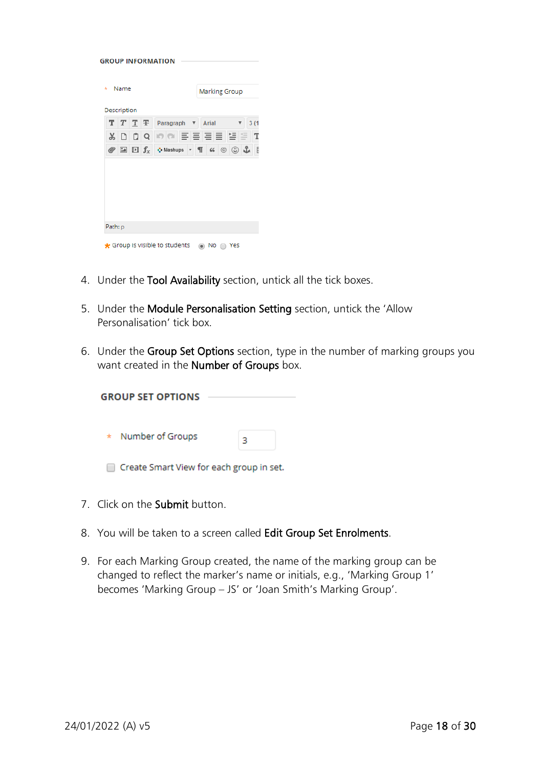GROUP INFORMATION

\* Name Marking Group

Description

Path: p

\* Group is visible to students ◉ No ○ Yes

4. Under the **Tool Availability** section, untick all the tick boxes.

5. Under the **Module Personalisation Setting** section, untick the 'Allow Personalisation' tick box.

6. Under the **Group Set Options** section, type in the number of marking groups you want created in the **Number of Groups** box.

GROUP SET OPTIONS

\* Number of Groups 3

☐ Create Smart View for each group in set.

7. Click on the **Submit** button.

8. You will be taken to a screen called **Edit Group Set Enrolments**.

9. For each Marking Group created, the name of the marking group can be changed to reflect the marker's name or initials, e.g., 'Marking Group 1' becomes 'Marking Group – JS' or 'Joan Smith's Marking Group'.

24/01/2022 (A) v5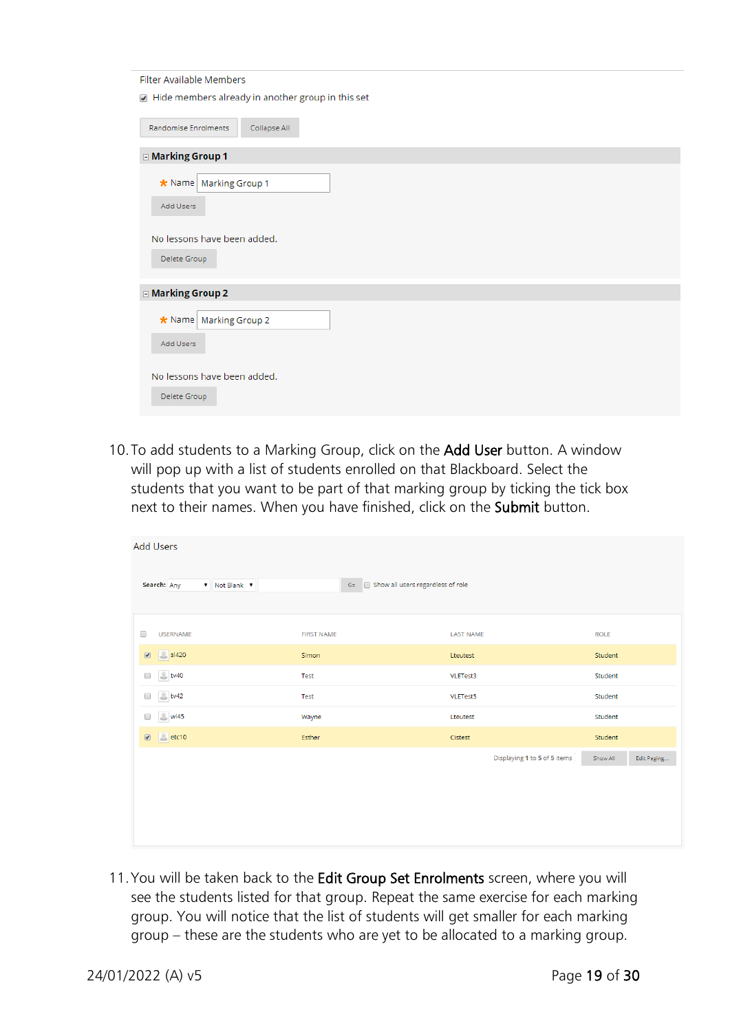Filter Available Members

- [x] Hide members already in another group in this set

Randomise Enrolments | Collapse All

**Marking Group 1**

\* Name: Marking Group 1

Add Users

No lessons have been added.

Delete Group

**Marking Group 2**

\* Name: Marking Group 2

Add Users

No lessons have been added.

Delete Group

10. To add students to a Marking Group, click on the **Add User** button. A window will pop up with a list of students enrolled on that Blackboard. Select the students that you want to be part of that marking group by ticking the tick box next to their names. When you have finished, click on the **Submit** button.

Add Users

Search: Any | Not Blank | Go | Show all users regardless of role

| | USERNAME | FIRST NAME | LAST NAME | ROLE |
|---|---|---|---|---|
| ☑ | sl420 | Simon | Lteutest | Student |
| ☐ | tv40 | Test | VLETest3 | Student |
| ☐ | tv42 | Test | VLETest5 | Student |
| ☐ | wl45 | Wayne | Lteutest | Student |
| ☑ | etc10 | Esther | Cistest | Student |

Displaying 1 to 5 of 5 items | Show All | Edit Paging...

11. You will be taken back to the **Edit Group Set Enrolments** screen, where you will see the students listed for that group. Repeat the same exercise for each marking group. You will notice that the list of students will get smaller for each marking group – these are the students who are yet to be allocated to a marking group.

24/01/2022 (A) v5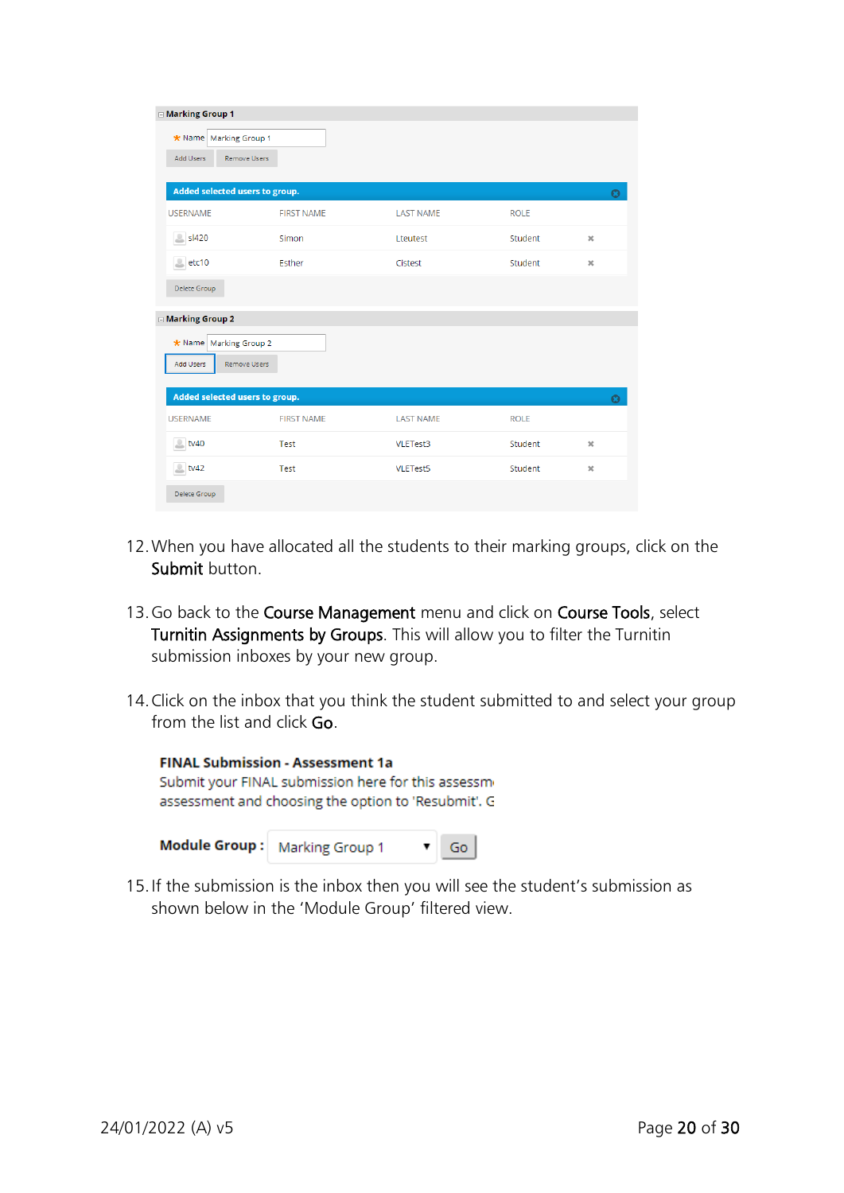**Marking Group 1**

★ Name: Marking Group 1

Add Users | Remove Users

**Added selected users to group.**

| USERNAME | FIRST NAME | LAST NAME | ROLE | |
|---|---|---|---|---|
| sl420 | Simon | Lteutest | Student | ✖ |
| etc10 | Esther | Cltest | Student | ✖ |

Delete Group

**Marking Group 2**

★ Name: Marking Group 2

Add Users | Remove Users

**Added selected users to group.**

| USERNAME | FIRST NAME | LAST NAME | ROLE | |
|---|---|---|---|---|
| tv40 | Test | VLETest3 | Student | ✖ |
| tv42 | Test | VLETest5 | Student | ✖ |

Delete Group

12. When you have allocated all the students to their marking groups, click on the **Submit** button.

13. Go back to the **Course Management** menu and click on **Course Tools**, select **Turnitin Assignments by Groups**. This will allow you to filter the Turnitin submission inboxes by your new group.

14. Click on the inbox that you think the student submitted to and select your group from the list and click **Go**.

**FINAL Submission - Assessment 1a**
Submit your FINAL submission here for this assessm
assessment and choosing the option to 'Resubmit'. G

**Module Group :** Marking Group 1 ▾ Go

15. If the submission is the inbox then you will see the student's submission as shown below in the 'Module Group' filtered view.

24/01/2022 (A) v5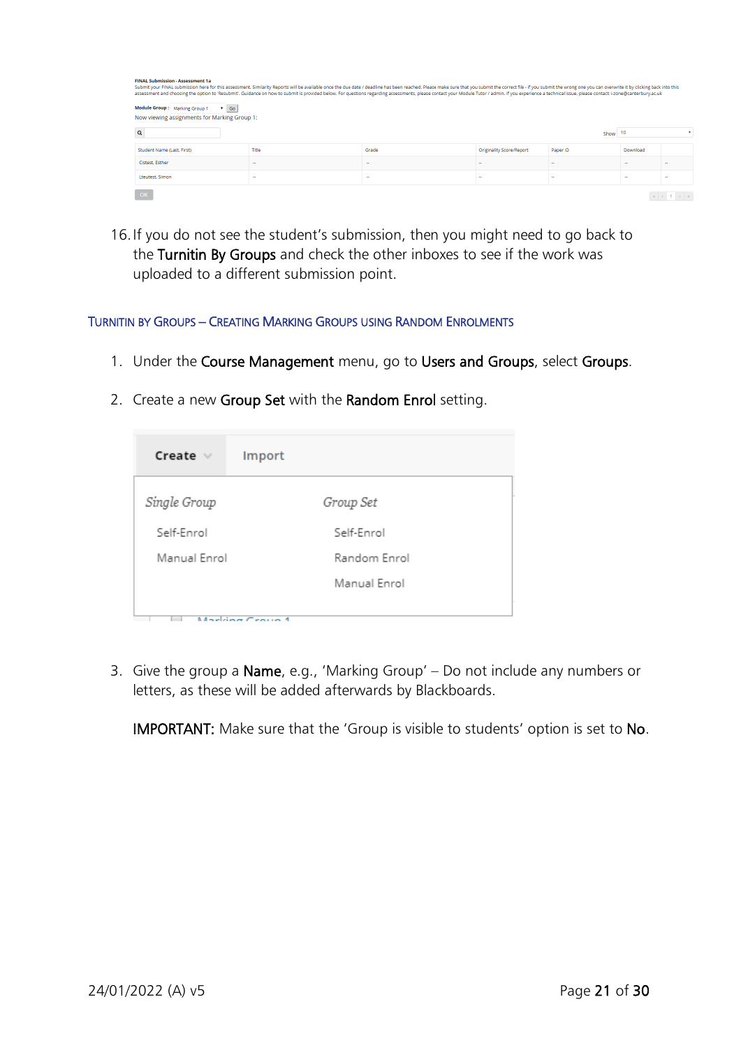16. If you do not see the student's submission, then you might need to go back to the **Turnitin By Groups** and check the other inboxes to see if the work was uploaded to a different submission point.

### TURNITIN BY GROUPS – CREATING MARKING GROUPS USING RANDOM ENROLMENTS

1. Under the **Course Management** menu, go to **Users and Groups**, select **Groups**.

2. Create a new **Group Set** with the **Random Enrol** setting.

3. Give the group a **Name**, e.g., 'Marking Group' – Do not include any numbers or letters, as these will be added afterwards by Blackboards.

   **IMPORTANT:** Make sure that the 'Group is visible to students' option is set to **No**.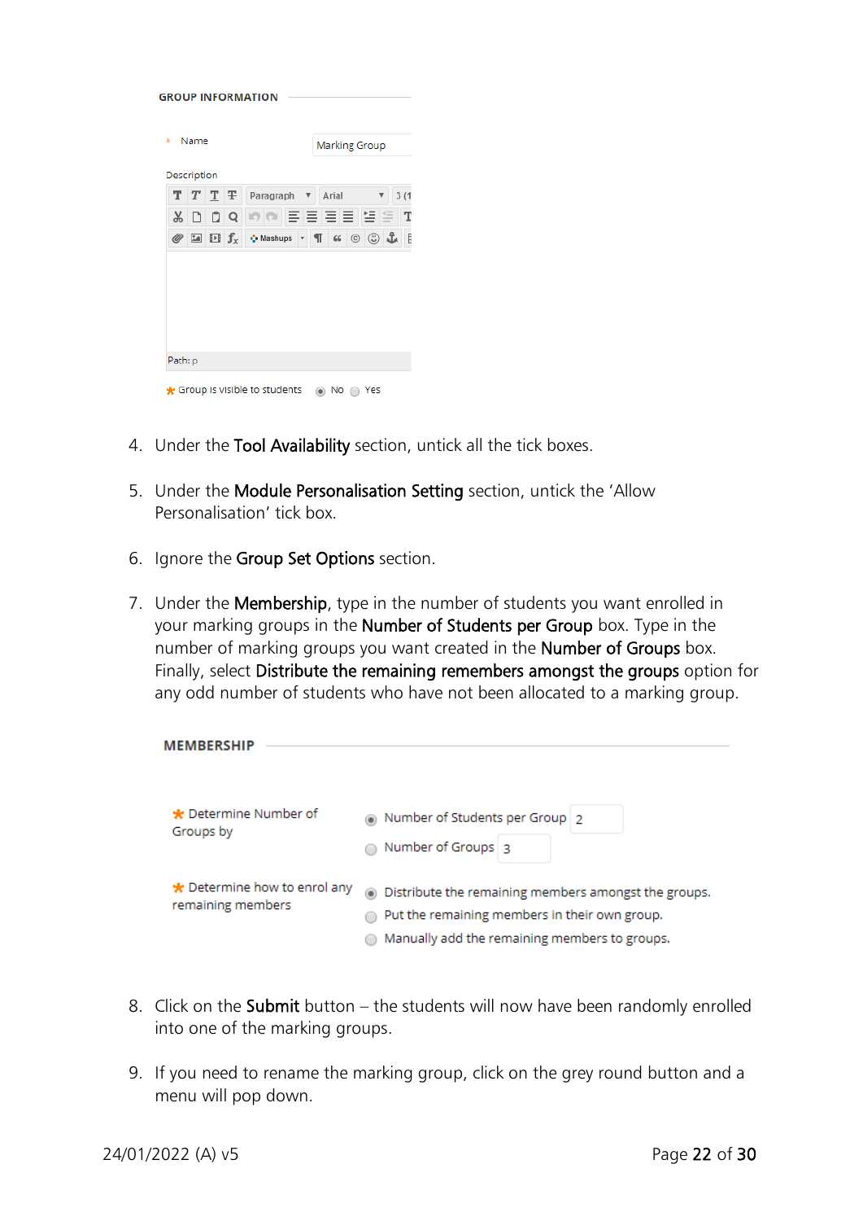GROUP INFORMATION

\* Name: Marking Group

Description

Path: p

\* Group is visible to students ◉ No ○ Yes

4. Under the **Tool Availability** section, untick all the tick boxes.

5. Under the **Module Personalisation Setting** section, untick the 'Allow Personalisation' tick box.

6. Ignore the **Group Set Options** section.

7. Under the **Membership**, type in the number of students you want enrolled in your marking groups in the **Number of Students per Group** box. Type in the number of marking groups you want created in the **Number of Groups** box. Finally, select **Distribute the remaining remembers amongst the groups** option for any odd number of students who have not been allocated to a marking group.

MEMBERSHIP

\* Determine Number of Groups by
- ◉ Number of Students per Group: 2
- ○ Number of Groups: 3

\* Determine how to enrol any remaining members
- ◉ Distribute the remaining members amongst the groups.
- ○ Put the remaining members in their own group.
- ○ Manually add the remaining members to groups.

8. Click on the **Submit** button – the students will now have been randomly enrolled into one of the marking groups.

9. If you need to rename the marking group, click on the grey round button and a menu will pop down.

24/01/2022 (A) v5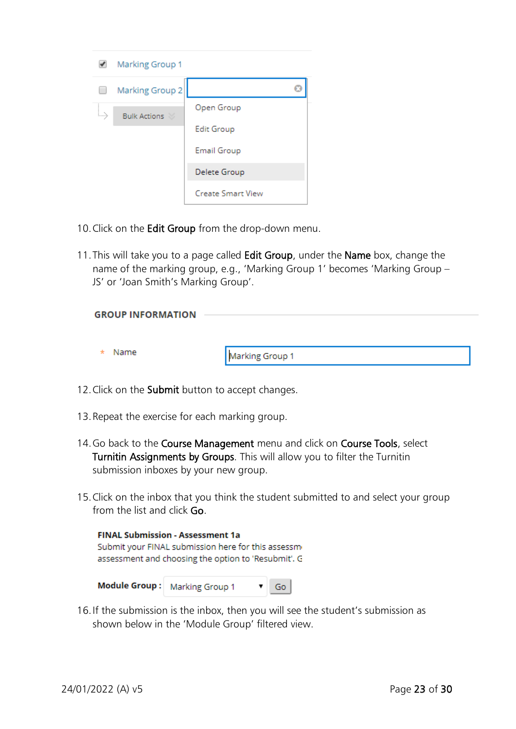Marking Group 1

Marking Group 2

Bulk Actions

Open Group
Edit Group
Email Group
Delete Group
Create Smart View

10. Click on the **Edit Group** from the drop-down menu.

11. This will take you to a page called **Edit Group**, under the **Name** box, change the name of the marking group, e.g., 'Marking Group 1' becomes 'Marking Group – JS' or 'Joan Smith's Marking Group'.

**GROUP INFORMATION**

\* Name: Marking Group 1

12. Click on the **Submit** button to accept changes.

13. Repeat the exercise for each marking group.

14. Go back to the **Course Management** menu and click on **Course Tools**, select **Turnitin Assignments by Groups**. This will allow you to filter the Turnitin submission inboxes by your new group.

15. Click on the inbox that you think the student submitted to and select your group from the list and click **Go**.

**FINAL Submission - Assessment 1a**
Submit your FINAL submission here for this assessm
assessment and choosing the option to 'Resubmit'. G

**Module Group :** Marking Group 1 Go

16. If the submission is the inbox, then you will see the student's submission as shown below in the 'Module Group' filtered view.

24/01/2022 (A) v5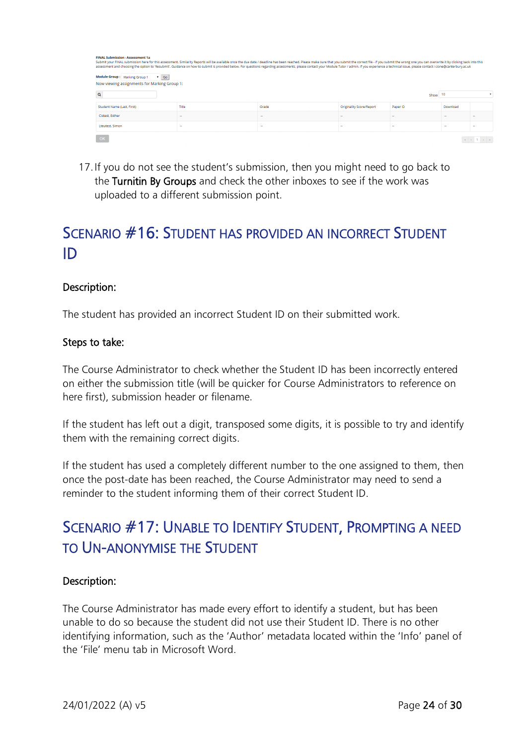FINAL Submission - Assessment 1a

Submit your FINAL submission here for this assessment. Similarity Reports will be available once the due date / deadline has been reached. Please make sure that you submit the correct file - if you submit the wrong one you can overwrite it by clicking back into this assessment and choosing the option to 'Resubmit'. Guidance on how to submit is provided below. For questions regarding assessments, please contact your Module Tutor / admin. If you experience a technical issue, please contact: i-zone@canterbury.ac.uk

Module Group : Marking Group 1 Go

Now viewing assignments for Marking Group 1:

| Student Name (Last, First) | Title | Grade | Originality Score/Report | Paper ID | Download | |
|---|---|---|---|---|---|---|
| Cstest, Esther | -- | -- | -- | -- | -- | -- |
| Lteutest, Simon | -- | -- | -- | -- | -- | -- |

17. If you do not see the student's submission, then you might need to go back to the **Turnitin By Groups** and check the other inboxes to see if the work was uploaded to a different submission point.

## Scenario #16: Student has provided an incorrect Student ID

### Description:

The student has provided an incorrect Student ID on their submitted work.

### Steps to take:

The Course Administrator to check whether the Student ID has been incorrectly entered on either the submission title (will be quicker for Course Administrators to reference on here first), submission header or filename.

If the student has left out a digit, transposed some digits, it is possible to try and identify them with the remaining correct digits.

If the student has used a completely different number to the one assigned to them, then once the post-date has been reached, the Course Administrator may need to send a reminder to the student informing them of their correct Student ID.

## Scenario #17: Unable to Identify Student, Prompting a need to Un-anonymise the Student

### Description:

The Course Administrator has made every effort to identify a student, but has been unable to do so because the student did not use their Student ID. There is no other identifying information, such as the 'Author' metadata located within the 'Info' panel of the 'File' menu tab in Microsoft Word.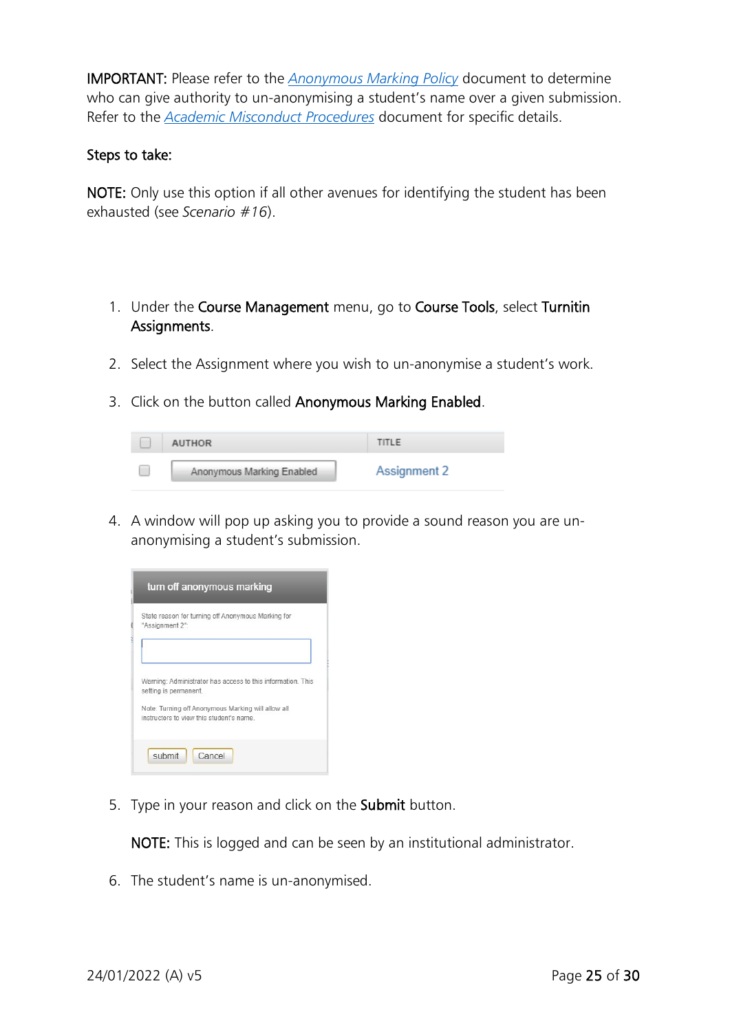**IMPORTANT:** Please refer to the *Anonymous Marking Policy* document to determine who can give authority to un-anonymising a student's name over a given submission. Refer to the *Academic Misconduct Procedures* document for specific details.

**Steps to take:**

**NOTE:** Only use this option if all other avenues for identifying the student has been exhausted (see *Scenario #16*).

1. Under the **Course Management** menu, go to **Course Tools**, select **Turnitin Assignments**.
2. Select the Assignment where you wish to un-anonymise a student's work.
3. Click on the button called **Anonymous Marking Enabled**.
4. A window will pop up asking you to provide a sound reason you are un-anonymising a student's submission.
5. Type in your reason and click on the **Submit** button.

   **NOTE:** This is logged and can be seen by an institutional administrator.
6. The student's name is un-anonymised.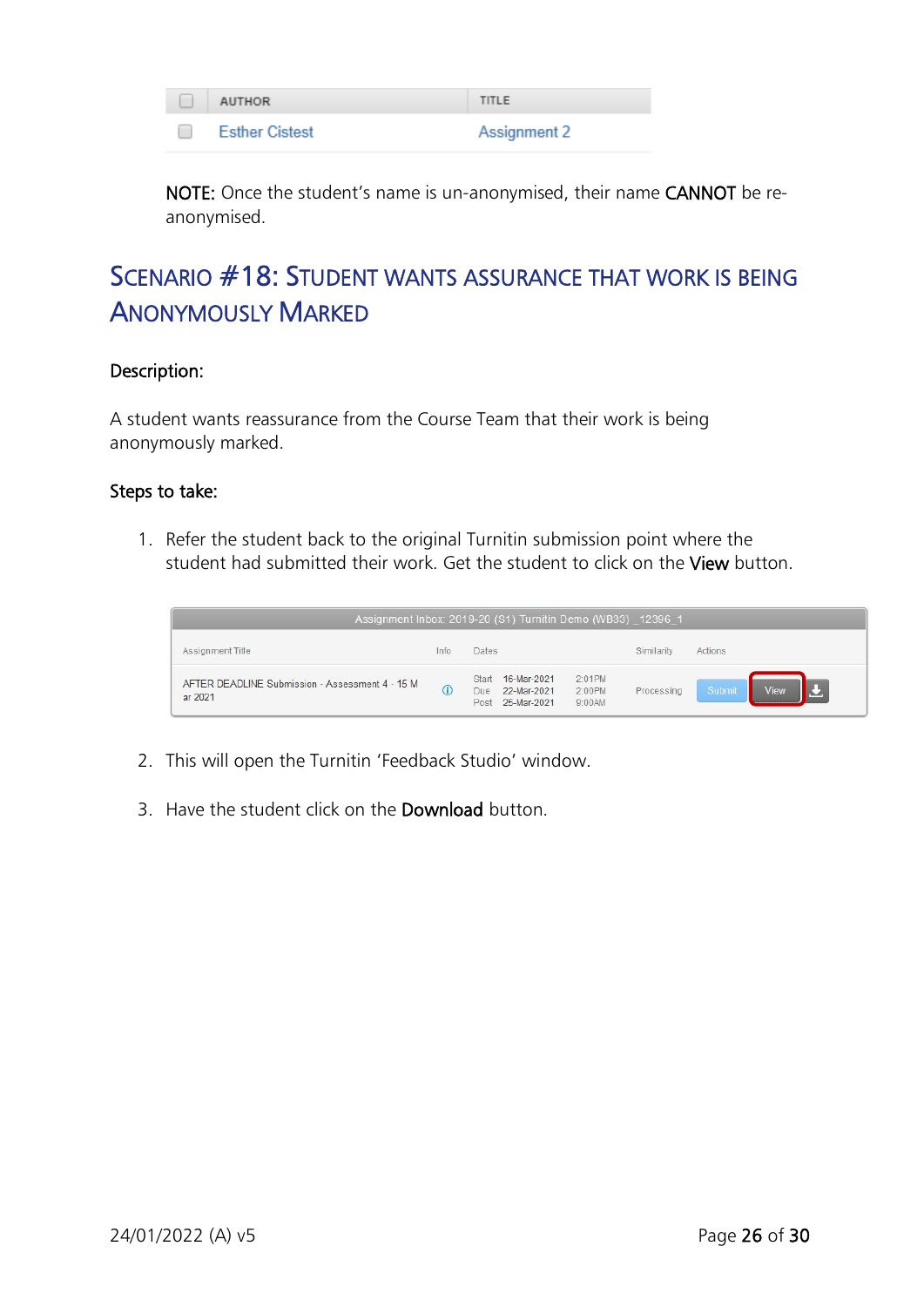| | AUTHOR | TITLE |
|---|---|---|
| | Esther Cistest | Assignment 2 |

**NOTE:** Once the student's name is un-anonymised, their name **CANNOT** be re-anonymised.

## Scenario #18: Student wants assurance that work is being anonymously marked

**Description:**

A student wants reassurance from the Course Team that their work is being anonymously marked.

**Steps to take:**

1. Refer the student back to the original Turnitin submission point where the student had submitted their work. Get the student to click on the **View** button.

| Assignment Inbox: 2019-20 (S1) Turnitin Demo (WB33) _12396_1 | | | | |
|---|---|---|---|---|
| Assignment Title | Info | Dates | Similarity | Actions |
| AFTER DEADLINE Submission - Assessment 4 - 15 Mar 2021 | ⓘ | Start 16-Mar-2021 2:01PM<br>Due 22-Mar-2021 2:00PM<br>Post 25-Mar-2021 9:00AM | Processing | Submit View |

2. This will open the Turnitin 'Feedback Studio' window.

3. Have the student click on the **Download** button.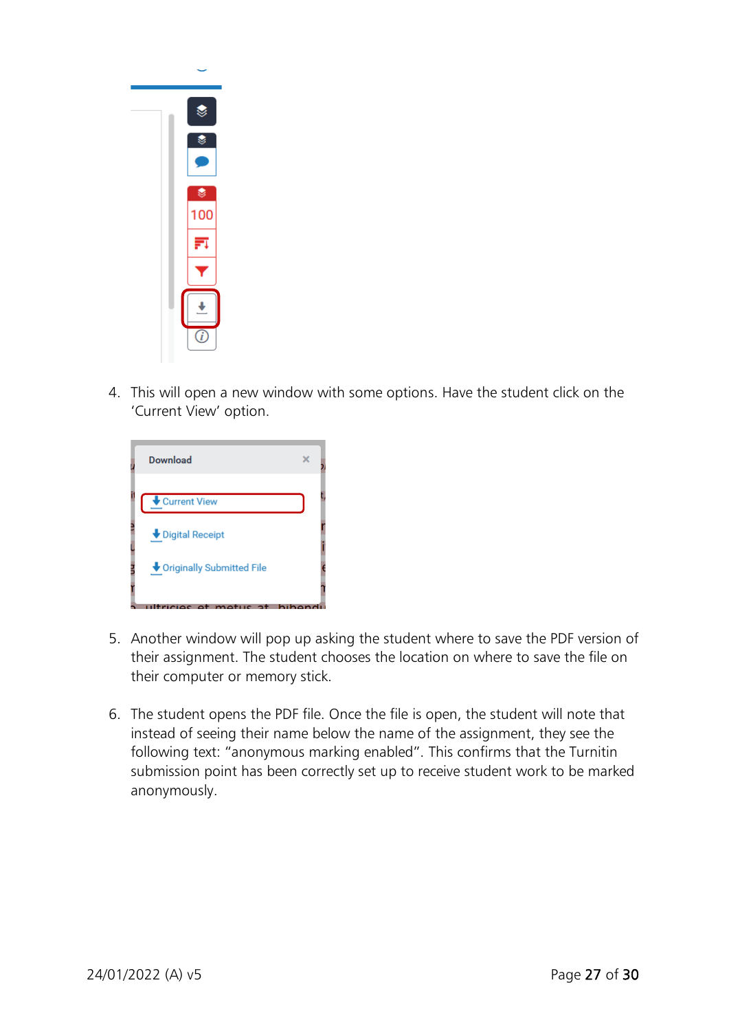4. This will open a new window with some options. Have the student click on the 'Current View' option.

5. Another window will pop up asking the student where to save the PDF version of their assignment. The student chooses the location on where to save the file on their computer or memory stick.

6. The student opens the PDF file. Once the file is open, the student will note that instead of seeing their name below the name of the assignment, they see the following text: "anonymous marking enabled". This confirms that the Turnitin submission point has been correctly set up to receive student work to be marked anonymously.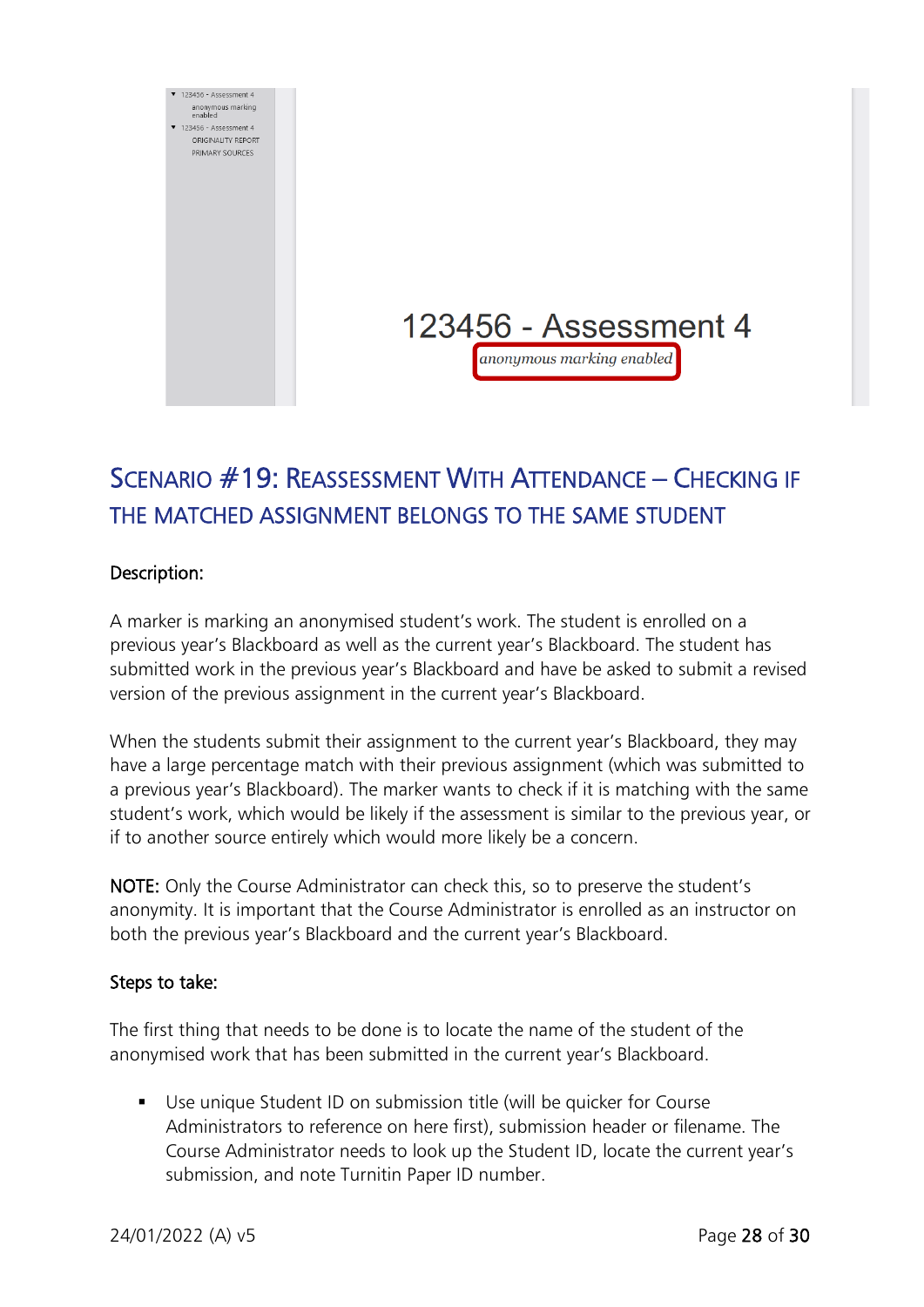## Scenario #19: Reassessment With Attendance – Checking if the Matched Assignment Belongs to the Same Student

Description:

A marker is marking an anonymised student's work. The student is enrolled on a previous year's Blackboard as well as the current year's Blackboard. The student has submitted work in the previous year's Blackboard and have be asked to submit a revised version of the previous assignment in the current year's Blackboard.

When the students submit their assignment to the current year's Blackboard, they may have a large percentage match with their previous assignment (which was submitted to a previous year's Blackboard). The marker wants to check if it is matching with the same student's work, which would be likely if the assessment is similar to the previous year, or if to another source entirely which would more likely be a concern.

**NOTE:** Only the Course Administrator can check this, so to preserve the student's anonymity. It is important that the Course Administrator is enrolled as an instructor on both the previous year's Blackboard and the current year's Blackboard.

Steps to take:

The first thing that needs to be done is to locate the name of the student of the anonymised work that has been submitted in the current year's Blackboard.

- Use unique Student ID on submission title (will be quicker for Course Administrators to reference on here first), submission header or filename. The Course Administrator needs to look up the Student ID, locate the current year's submission, and note Turnitin Paper ID number.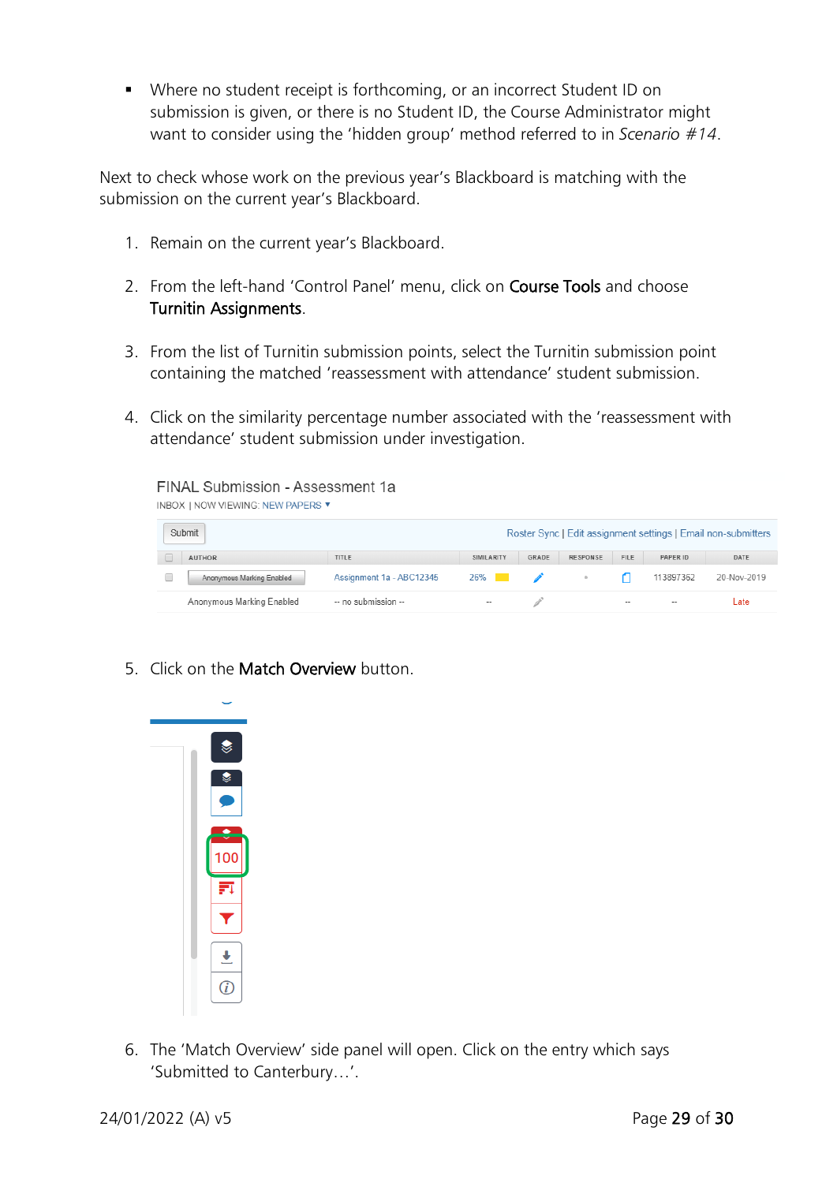- Where no student receipt is forthcoming, or an incorrect Student ID on submission is given, or there is no Student ID, the Course Administrator might want to consider using the 'hidden group' method referred to in *Scenario #14*.

Next to check whose work on the previous year's Blackboard is matching with the submission on the current year's Blackboard.

1. Remain on the current year's Blackboard.

2. From the left-hand 'Control Panel' menu, click on **Course Tools** and choose **Turnitin Assignments**.

3. From the list of Turnitin submission points, select the Turnitin submission point containing the matched 'reassessment with attendance' student submission.

4. Click on the similarity percentage number associated with the 'reassessment with attendance' student submission under investigation.

FINAL Submission - Assessment 1a

INBOX | NOW VIEWING: NEW PAPERS ▾

Submit — Roster Sync | Edit assignment settings | Email non-submitters

| | AUTHOR | TITLE | SIMILARITY | GRADE | RESPONSE | FILE | PAPER ID | DATE |
|---|---|---|---|---|---|---|---|---|
| | Anonymous Marking Enabled | Assignment 1a - ABC12345 | 26% | | | | 113897362 | 20-Nov-2019 |
| | Anonymous Marking Enabled | -- no submission -- | -- | | | -- | -- | Late |

5. Click on the **Match Overview** button.

6. The 'Match Overview' side panel will open. Click on the entry which says 'Submitted to Canterbury…'.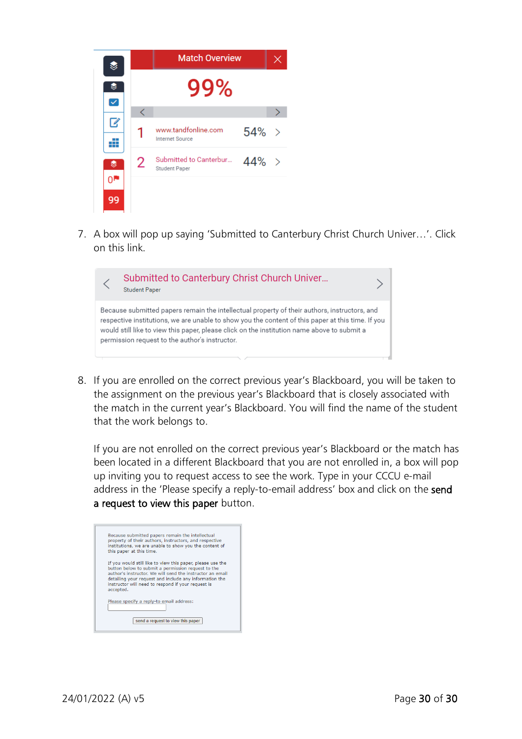7. A box will pop up saying ‘Submitted to Canterbury Christ Church Univer…’. Click on this link.

8. If you are enrolled on the correct previous year’s Blackboard, you will be taken to the assignment on the previous year’s Blackboard that is closely associated with the match in the current year’s Blackboard. You will find the name of the student that the work belongs to.

   If you are not enrolled on the correct previous year’s Blackboard or the match has been located in a different Blackboard that you are not enrolled in, a box will pop up inviting you to request access to see the work. Type in your CCCU e-mail address in the ‘Please specify a reply-to-email address’ box and click on the **send a request to view this paper** button.

24/01/2022 (A) v5